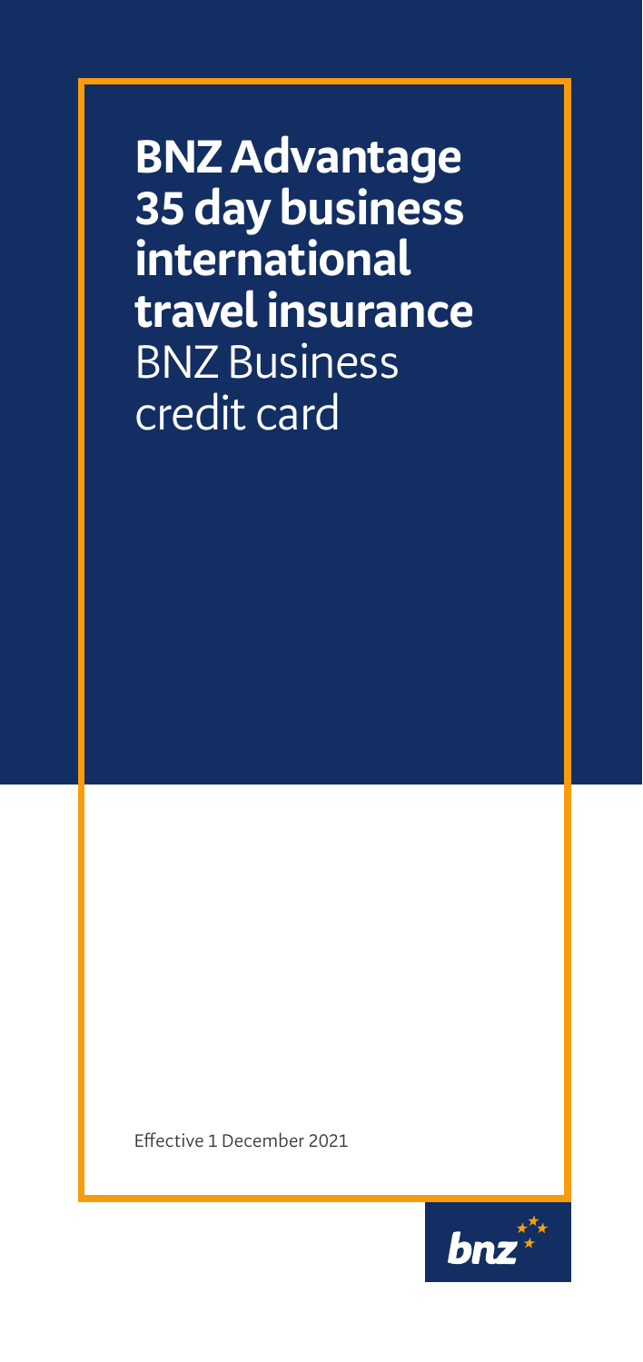# BNZ Advantage 35 day business international travel insurance

BNZ Business credit card

Effective 1 December 2021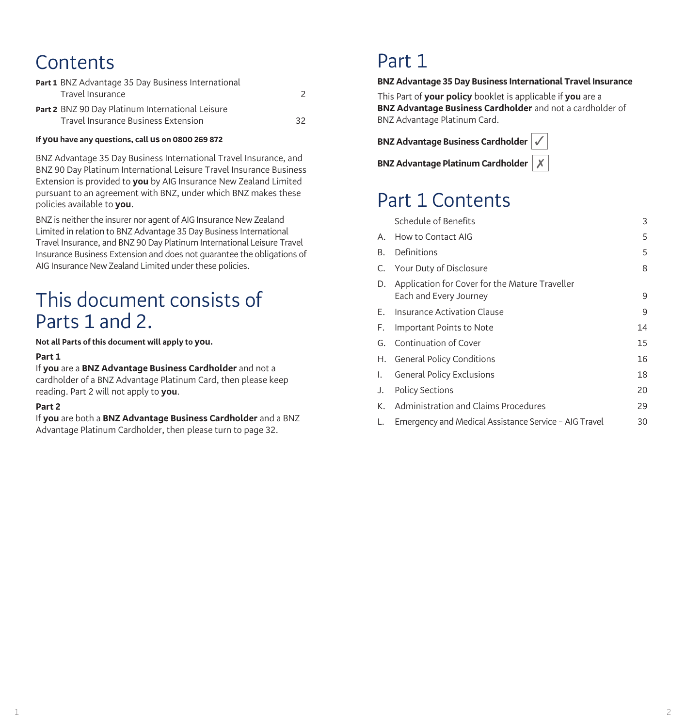# Contents

| | | |
|---|---|---|
| **Part 1** | BNZ Advantage 35 Day Business International Travel Insurance | 2 |
| **Part 2** | BNZ 90 Day Platinum International Leisure Travel Insurance Business Extension | 32 |

**If you have any questions, call us on 0800 269 872**

BNZ Advantage 35 Day Business International Travel Insurance, and BNZ 90 Day Platinum International Leisure Travel Insurance Business Extension is provided to **you** by AIG Insurance New Zealand Limited pursuant to an agreement with BNZ, under which BNZ makes these policies available to **you**.

BNZ is neither the insurer nor agent of AIG Insurance New Zealand Limited in relation to BNZ Advantage 35 Day Business International Travel Insurance, and BNZ 90 Day Platinum International Leisure Travel Insurance Business Extension and does not guarantee the obligations of AIG Insurance New Zealand Limited under these policies.

# This document consists of Parts 1 and 2.

**Not all Parts of this document will apply to you.**

**Part 1**
If **you** are a **BNZ Advantage Business Cardholder** and not a cardholder of a BNZ Advantage Platinum Card, then please keep reading. Part 2 will not apply to **you**.

**Part 2**
If **you** are both a **BNZ Advantage Business Cardholder** and a BNZ Advantage Platinum Cardholder, then please turn to page 32.

# Part 1

**BNZ Advantage 35 Day Business International Travel Insurance**

This Part of **your policy** booklet is applicable if **you** are a **BNZ Advantage Business Cardholder** and not a cardholder of BNZ Advantage Platinum Card.

**BNZ Advantage Business Cardholder** ✓

**BNZ Advantage Platinum Cardholder** ✗

# Part 1 Contents

| | | |
|---|---|---|
| | Schedule of Benefits | 3 |
| A. | How to Contact AIG | 5 |
| B. | Definitions | 5 |
| C. | Your Duty of Disclosure | 8 |
| D. | Application for Cover for the Mature Traveller Each and Every Journey | 9 |
| E. | Insurance Activation Clause | 9 |
| F. | Important Points to Note | 14 |
| G. | Continuation of Cover | 15 |
| H. | General Policy Conditions | 16 |
| I. | General Policy Exclusions | 18 |
| J. | Policy Sections | 20 |
| K. | Administration and Claims Procedures | 29 |
| L. | Emergency and Medical Assistance Service – AIG Travel | 30 |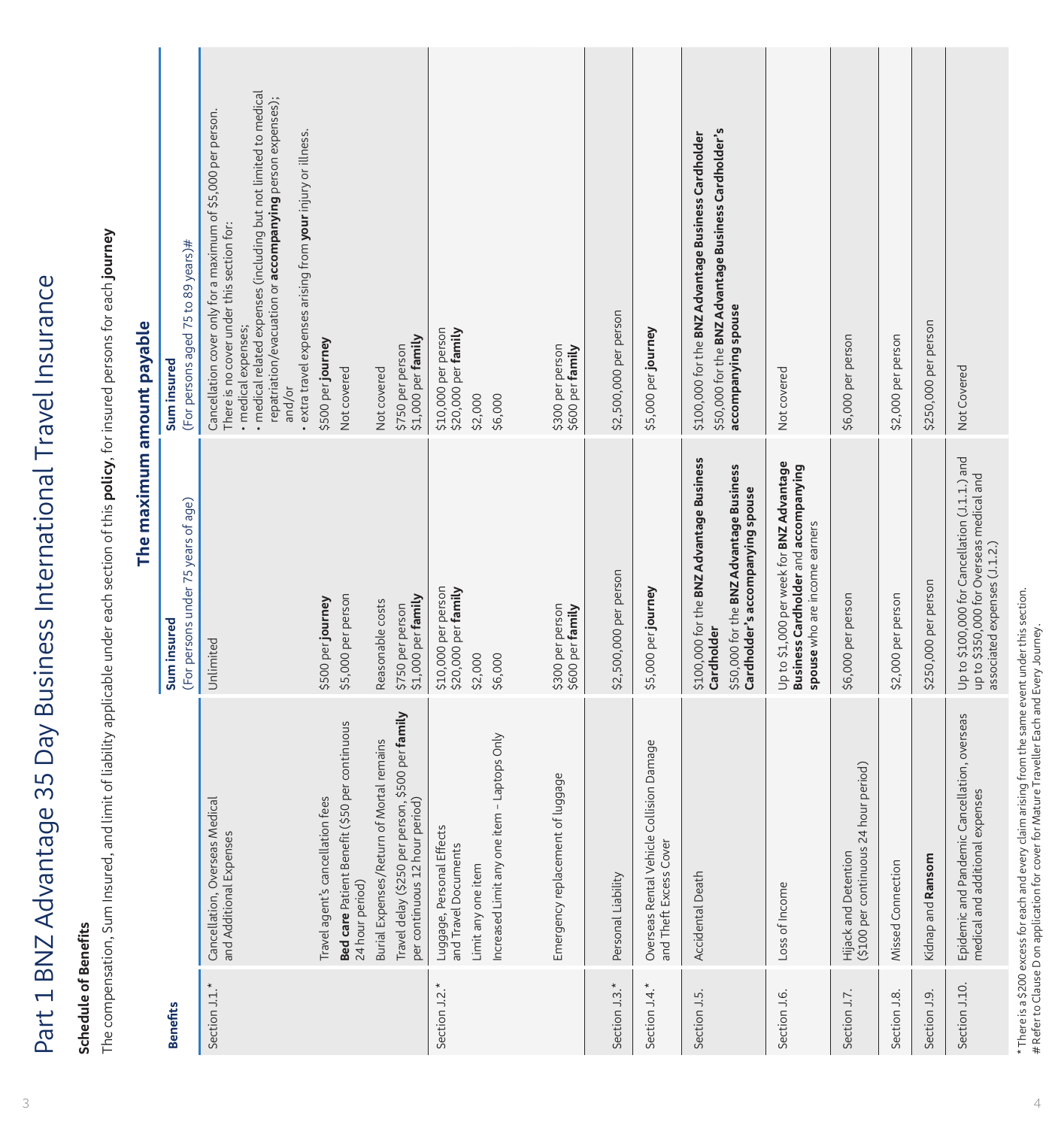# Part 1 BNZ Advantage 35 Day Business International Travel Insurance

**Schedule of Benefits**

The compensation, Sum Insured, and limit of liability applicable under each section of this **policy**, for insured persons for each **journey**

| Benefits | | The maximum amount payable | |
|---|---|---|---|
| | | **Sum insured** (For persons under 75 years of age) | **Sum insured** (For persons aged 75 to 89 years)# |
| Section J.1.* | Cancellation, Overseas Medical and Additional Expenses | Unlimited | Cancellation cover only for a maximum of $5,000 per person. There is no cover under this section for: • medical expenses; • medical related expenses (including but not limited to medical repatriation/evacuation or **accompanying** person expenses); and/or • extra travel expenses arising from **your** injury or illness. |
| | Travel agent's cancellation fees | $500 per **journey** | $500 per **journey** |
| | **Bed care** Patient Benefit ($50 per continuous 24 hour period) | $5,000 per person | Not covered |
| | Burial Expenses/Return of Mortal remains | Reasonable costs | Not covered |
| | Travel delay ($250 per person, $500 per **family** per continuous 12 hour period) | $750 per person $1,000 per **family** | $750 per person $1,000 per **family** |
| Section J.2.* | Luggage, Personal Effects and Travel Documents | $10,000 per person $20,000 per **family** | $10,000 per person $20,000 per **family** |
| | Limit any one item | $2,000 | $2,000 |
| | Increased Limit any one item – Laptops Only | $6,000 | $6,000 |
| | Emergency replacement of luggage | $300 per person $600 per **family** | $300 per person $600 per **family** |
| Section J.3.* | Personal Liability | $2,500,000 per person | $2,500,000 per person |
| Section J.4.* | Overseas Rental Vehicle Collision Damage and Theft Excess Cover | $5,000 per **journey** | $5,000 per **journey** |
| Section J.5. | Accidental Death | $100,000 for the **BNZ Advantage Business Cardholder** $50,000 for the **BNZ Advantage Business Cardholder's accompanying spouse** | $100,000 for the **BNZ Advantage Business Cardholder** $50,000 for the **BNZ Advantage Business Cardholder's accompanying spouse** |
| Section J.6. | Loss of Income | Up to $1,000 per week for **BNZ Advantage Business Cardholder** and **accompanying spouse** who are income earners | Not covered |
| Section J.7. | Hijack and Detention ($100 per continuous 24 hour period) | $6,000 per person | $6,000 per person |
| Section J.8. | Missed Connection | $2,000 per person | $2,000 per person |
| Section J.9. | Kidnap and **Ransom** | $250,000 per person | $250,000 per person |
| Section J.10. | Epidemic and Pandemic Cancellation, overseas medical and additional expenses | Up to $100,000 for Cancellation (J.1.1.) and up to $350,000 for Overseas medical and associated expenses (J.1.2.) | Not Covered |

\* There is a $200 excess for each and every claim arising from the same event under this section.
# Refer to Clause D on application for cover for Mature Traveller Each and Every Journey.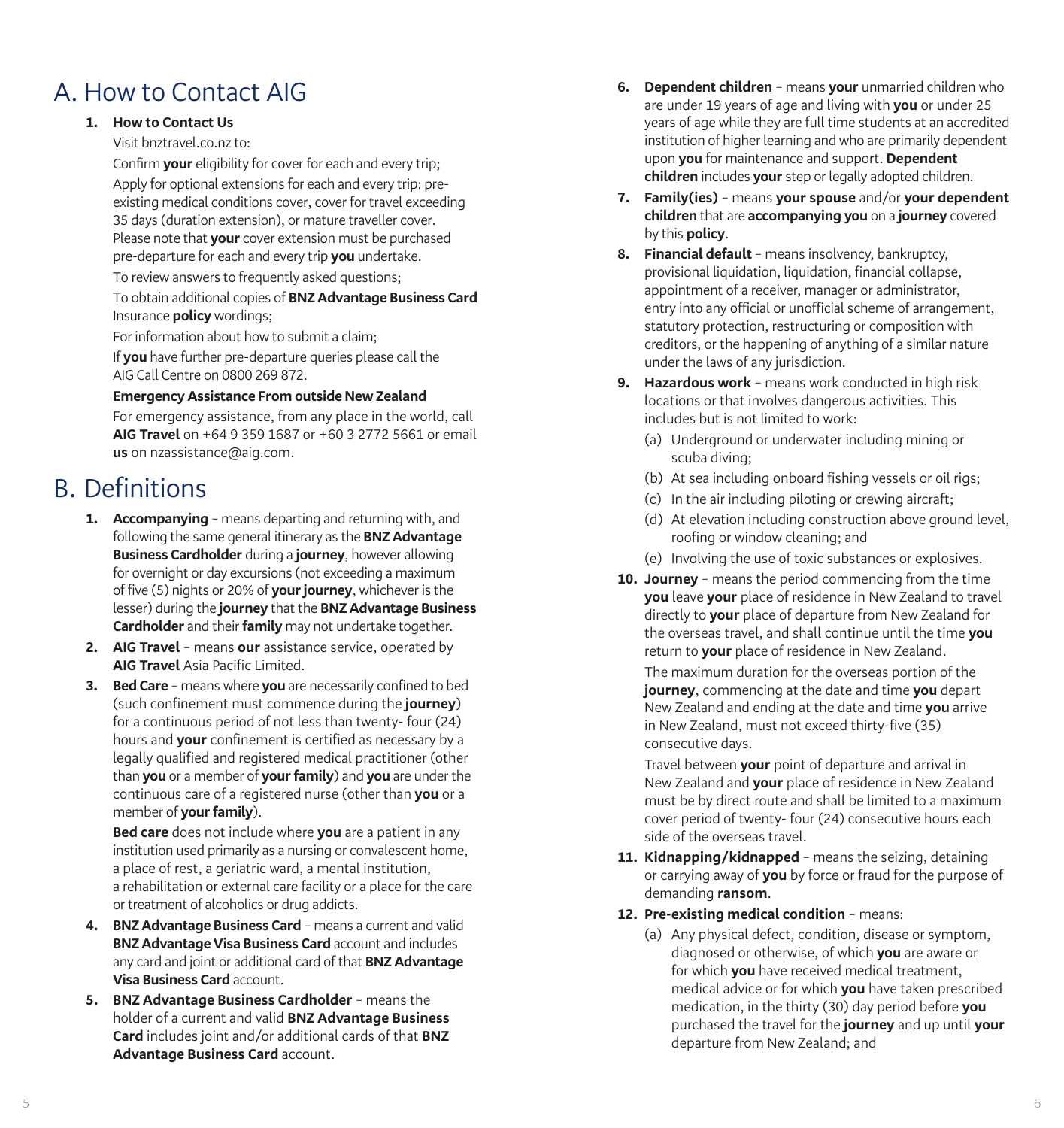# A. How to Contact AIG

1. **How to Contact Us**

   Visit bnztravel.co.nz to:

   Confirm **your** eligibility for cover for each and every trip;

   Apply for optional extensions for each and every trip: pre-existing medical conditions cover, cover for travel exceeding 35 days (duration extension), or mature traveller cover. Please note that **your** cover extension must be purchased pre-departure for each and every trip **you** undertake.

   To review answers to frequently asked questions;

   To obtain additional copies of **BNZ Advantage Business Card** Insurance **policy** wordings;

   For information about how to submit a claim;

   If **you** have further pre-departure queries please call the AIG Call Centre on 0800 269 872.

   **Emergency Assistance From outside New Zealand**

   For emergency assistance, from any place in the world, call **AIG Travel** on +64 9 359 1687 or +60 3 2772 5661 or email **us** on nzassistance@aig.com.

# B. Definitions

1. **Accompanying** – means departing and returning with, and following the same general itinerary as the **BNZ Advantage Business Cardholder** during a **journey**, however allowing for overnight or day excursions (not exceeding a maximum of five (5) nights or 20% of **your journey**, whichever is the lesser) during the **journey** that the **BNZ Advantage Business Cardholder** and their **family** may not undertake together.
2. **AIG Travel** – means **our** assistance service, operated by **AIG Travel** Asia Pacific Limited.
3. **Bed Care** – means where **you** are necessarily confined to bed (such confinement must commence during the **journey**) for a continuous period of not less than twenty- four (24) hours and **your** confinement is certified as necessary by a legally qualified and registered medical practitioner (other than **you** or a member of **your family**) and **you** are under the continuous care of a registered nurse (other than **you** or a member of **your family**).

   **Bed care** does not include where **you** are a patient in any institution used primarily as a nursing or convalescent home, a place of rest, a geriatric ward, a mental institution, a rehabilitation or external care facility or a place for the care or treatment of alcoholics or drug addicts.
4. **BNZ Advantage Business Card** – means a current and valid **BNZ Advantage Visa Business Card** account and includes any card and joint or additional card of that **BNZ Advantage Visa Business Card** account.
5. **BNZ Advantage Business Cardholder** – means the holder of a current and valid **BNZ Advantage Business Card** includes joint and/or additional cards of that **BNZ Advantage Business Card** account.
6. **Dependent children** – means **your** unmarried children who are under 19 years of age and living with **you** or under 25 years of age while they are full time students at an accredited institution of higher learning and who are primarily dependent upon **you** for maintenance and support. **Dependent children** includes **your** step or legally adopted children.
7. **Family(ies)** – means **your spouse** and/or **your dependent children** that are **accompanying you** on a **journey** covered by this **policy**.
8. **Financial default** – means insolvency, bankruptcy, provisional liquidation, liquidation, financial collapse, appointment of a receiver, manager or administrator, entry into any official or unofficial scheme of arrangement, statutory protection, restructuring or composition with creditors, or the happening of anything of a similar nature under the laws of any jurisdiction.
9. **Hazardous work** – means work conducted in high risk locations or that involves dangerous activities. This includes but is not limited to work:
   (a) Underground or underwater including mining or scuba diving;
   (b) At sea including onboard fishing vessels or oil rigs;
   (c) In the air including piloting or crewing aircraft;
   (d) At elevation including construction above ground level, roofing or window cleaning; and
   (e) Involving the use of toxic substances or explosives.
10. **Journey** – means the period commencing from the time **you** leave **your** place of residence in New Zealand to travel directly to **your** place of departure from New Zealand for the overseas travel, and shall continue until the time **you** return to **your** place of residence in New Zealand.

    The maximum duration for the overseas portion of the **journey**, commencing at the date and time **you** depart New Zealand and ending at the date and time **you** arrive in New Zealand, must not exceed thirty-five (35) consecutive days.

    Travel between **your** point of departure and arrival in New Zealand and **your** place of residence in New Zealand must be by direct route and shall be limited to a maximum cover period of twenty- four (24) consecutive hours each side of the overseas travel.
11. **Kidnapping/kidnapped** – means the seizing, detaining or carrying away of **you** by force or fraud for the purpose of demanding **ransom**.
12. **Pre-existing medical condition** – means:
    (a) Any physical defect, condition, disease or symptom, diagnosed or otherwise, of which **you** are aware or for which **you** have received medical treatment, medical advice or for which **you** have taken prescribed medication, in the thirty (30) day period before **you** purchased the travel for the **journey** and up until **your** departure from New Zealand; and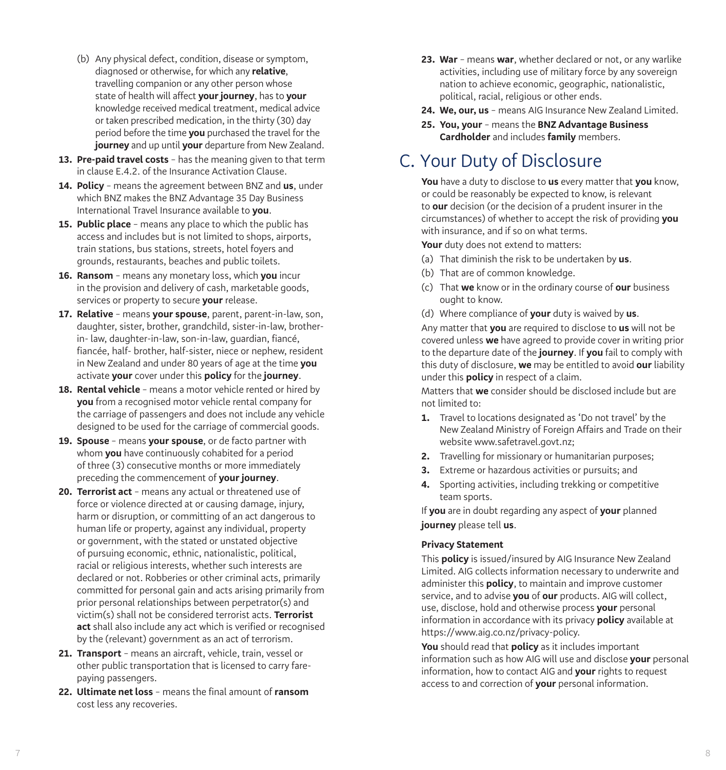(b) Any physical defect, condition, disease or symptom, diagnosed or otherwise, for which any **relative**, travelling companion or any other person whose state of health will affect **your journey**, has to **your** knowledge received medical treatment, medical advice or taken prescribed medication, in the thirty (30) day period before the time **you** purchased the travel for the **journey** and up until **your** departure from New Zealand.

13. **Pre-paid travel costs** – has the meaning given to that term in clause E.4.2. of the Insurance Activation Clause.
14. **Policy** – means the agreement between BNZ and **us**, under which BNZ makes the BNZ Advantage 35 Day Business International Travel Insurance available to **you**.
15. **Public place** – means any place to which the public has access and includes but is not limited to shops, airports, train stations, bus stations, streets, hotel foyers and grounds, restaurants, beaches and public toilets.
16. **Ransom** – means any monetary loss, which **you** incur in the provision and delivery of cash, marketable goods, services or property to secure **your** release.
17. **Relative** – means **your spouse**, parent, parent-in-law, son, daughter, sister, brother, grandchild, sister-in-law, brother-in- law, daughter-in-law, son-in-law, guardian, fiancé, fiancée, half- brother, half-sister, niece or nephew, resident in New Zealand and under 80 years of age at the time **you** activate **your** cover under this **policy** for the **journey**.
18. **Rental vehicle** – means a motor vehicle rented or hired by **you** from a recognised motor vehicle rental company for the carriage of passengers and does not include any vehicle designed to be used for the carriage of commercial goods.
19. **Spouse** – means **your spouse**, or de facto partner with whom **you** have continuously cohabited for a period of three (3) consecutive months or more immediately preceding the commencement of **your journey**.
20. **Terrorist act** – means any actual or threatened use of force or violence directed at or causing damage, injury, harm or disruption, or committing of an act dangerous to human life or property, against any individual, property or government, with the stated or unstated objective of pursuing economic, ethnic, nationalistic, political, racial or religious interests, whether such interests are declared or not. Robberies or other criminal acts, primarily committed for personal gain and acts arising primarily from prior personal relationships between perpetrator(s) and victim(s) shall not be considered terrorist acts. **Terrorist act** shall also include any act which is verified or recognised by the (relevant) government as an act of terrorism.
21. **Transport** – means an aircraft, vehicle, train, vessel or other public transportation that is licensed to carry fare-paying passengers.
22. **Ultimate net loss** – means the final amount of **ransom** cost less any recoveries.
23. **War** – means **war**, whether declared or not, or any warlike activities, including use of military force by any sovereign nation to achieve economic, geographic, nationalistic, political, racial, religious or other ends.
24. **We, our, us** – means AIG Insurance New Zealand Limited.
25. **You, your** – means the **BNZ Advantage Business Cardholder** and includes **family** members.

# C. Your Duty of Disclosure

**You** have a duty to disclose to **us** every matter that **you** know, or could be reasonably be expected to know, is relevant to **our** decision (or the decision of a prudent insurer in the circumstances) of whether to accept the risk of providing **you** with insurance, and if so on what terms.

**Your** duty does not extend to matters:

(a) That diminish the risk to be undertaken by **us**.

(b) That are of common knowledge.

(c) That **we** know or in the ordinary course of **our** business ought to know.

(d) Where compliance of **your** duty is waived by **us**.

Any matter that **you** are required to disclose to **us** will not be covered unless **we** have agreed to provide cover in writing prior to the departure date of the **journey**. If **you** fail to comply with this duty of disclosure, **we** may be entitled to avoid **our** liability under this **policy** in respect of a claim.

Matters that **we** consider should be disclosed include but are not limited to:

1. Travel to locations designated as ‘Do not travel’ by the New Zealand Ministry of Foreign Affairs and Trade on their website www.safetravel.govt.nz;
2. Travelling for missionary or humanitarian purposes;
3. Extreme or hazardous activities or pursuits; and
4. Sporting activities, including trekking or competitive team sports.

If **you** are in doubt regarding any aspect of **your** planned **journey** please tell **us**.

**Privacy Statement**

This **policy** is issued/insured by AIG Insurance New Zealand Limited. AIG collects information necessary to underwrite and administer this **policy**, to maintain and improve customer service, and to advise **you** of **our** products. AIG will collect, use, disclose, hold and otherwise process **your** personal information in accordance with its privacy **policy** available at https://www.aig.co.nz/privacy-policy.

**You** should read that **policy** as it includes important information such as how AIG will use and disclose **your** personal information, how to contact AIG and **your** rights to request access to and correction of **your** personal information.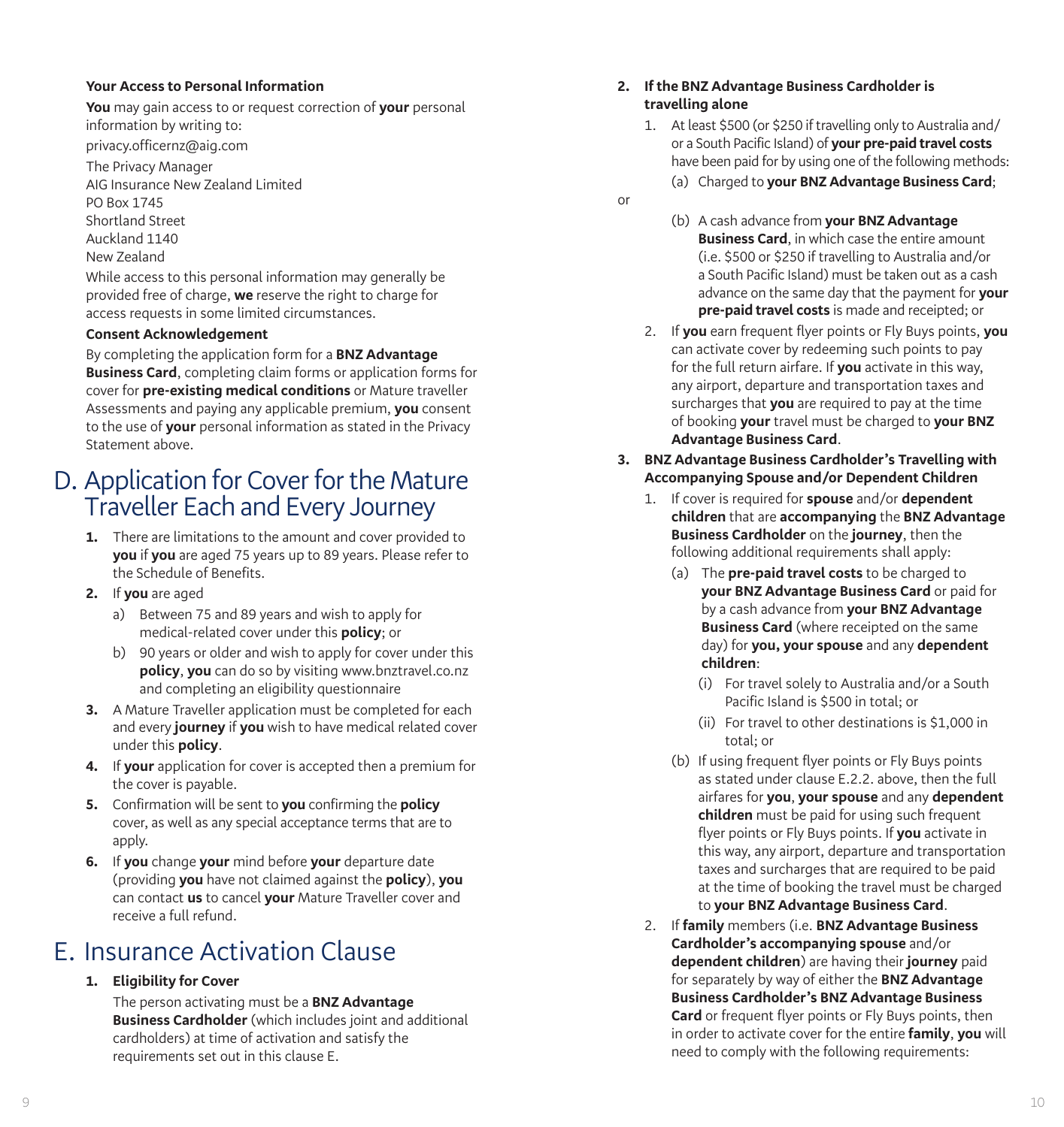**Your Access to Personal Information**

**You** may gain access to or request correction of **your** personal information by writing to:

privacy.officernz@aig.com

The Privacy Manager
AIG Insurance New Zealand Limited
PO Box 1745
Shortland Street
Auckland 1140
New Zealand

While access to this personal information may generally be provided free of charge, **we** reserve the right to charge for access requests in some limited circumstances.

**Consent Acknowledgement**

By completing the application form for a **BNZ Advantage Business Card**, completing claim forms or application forms for cover for **pre-existing medical conditions** or Mature traveller Assessments and paying any applicable premium, **you** consent to the use of **your** personal information as stated in the Privacy Statement above.

# D. Application for Cover for the Mature Traveller Each and Every Journey

1. There are limitations to the amount and cover provided to **you** if **you** are aged 75 years up to 89 years. Please refer to the Schedule of Benefits.
2. If **you** are aged
   a) Between 75 and 89 years and wish to apply for medical-related cover under this **policy**; or
   b) 90 years or older and wish to apply for cover under this **policy**, **you** can do so by visiting www.bnztravel.co.nz and completing an eligibility questionnaire
3. A Mature Traveller application must be completed for each and every **journey** if **you** wish to have medical related cover under this **policy**.
4. If **your** application for cover is accepted then a premium for the cover is payable.
5. Confirmation will be sent to **you** confirming the **policy** cover, as well as any special acceptance terms that are to apply.
6. If **you** change **your** mind before **your** departure date (providing **you** have not claimed against the **policy**), **you** can contact **us** to cancel **your** Mature Traveller cover and receive a full refund.

# E. Insurance Activation Clause

**1. Eligibility for Cover**

The person activating must be a **BNZ Advantage Business Cardholder** (which includes joint and additional cardholders) at time of activation and satisfy the requirements set out in this clause E.

**2. If the BNZ Advantage Business Cardholder is travelling alone**

1. At least $500 (or $250 if travelling only to Australia and/or a South Pacific Island) of **your pre-paid travel costs** have been paid for by using one of the following methods:
   (a) Charged to **your BNZ Advantage Business Card**;

   or

   (b) A cash advance from **your BNZ Advantage Business Card**, in which case the entire amount (i.e. $500 or $250 if travelling to Australia and/or a South Pacific Island) must be taken out as a cash advance on the same day that the payment for **your pre-paid travel costs** is made and receipted; or
2. If **you** earn frequent flyer points or Fly Buys points, **you** can activate cover by redeeming such points to pay for the full return airfare. If **you** activate in this way, any airport, departure and transportation taxes and surcharges that **you** are required to pay at the time of booking **your** travel must be charged to **your BNZ Advantage Business Card**.

**3. BNZ Advantage Business Cardholder's Travelling with Accompanying Spouse and/or Dependent Children**

1. If cover is required for **spouse** and/or **dependent children** that are **accompanying** the **BNZ Advantage Business Cardholder** on the **journey**, then the following additional requirements shall apply:
   (a) The **pre-paid travel costs** to be charged to **your BNZ Advantage Business Card** or paid for by a cash advance from **your BNZ Advantage Business Card** (where receipted on the same day) for **you, your spouse** and any **dependent children**:
      (i) For travel solely to Australia and/or a South Pacific Island is $500 in total; or
      (ii) For travel to other destinations is $1,000 in total; or
   (b) If using frequent flyer points or Fly Buys points as stated under clause E.2.2. above, then the full airfares for **you**, **your spouse** and any **dependent children** must be paid for using such frequent flyer points or Fly Buys points. If **you** activate in this way, any airport, departure and transportation taxes and surcharges that are required to be paid at the time of booking the travel must be charged to **your BNZ Advantage Business Card**.
2. If **family** members (i.e. **BNZ Advantage Business Cardholder's accompanying spouse** and/or **dependent children**) are having their **journey** paid for separately by way of either the **BNZ Advantage Business Cardholder's BNZ Advantage Business Card** or frequent flyer points or Fly Buys points, then in order to activate cover for the entire **family**, **you** will need to comply with the following requirements: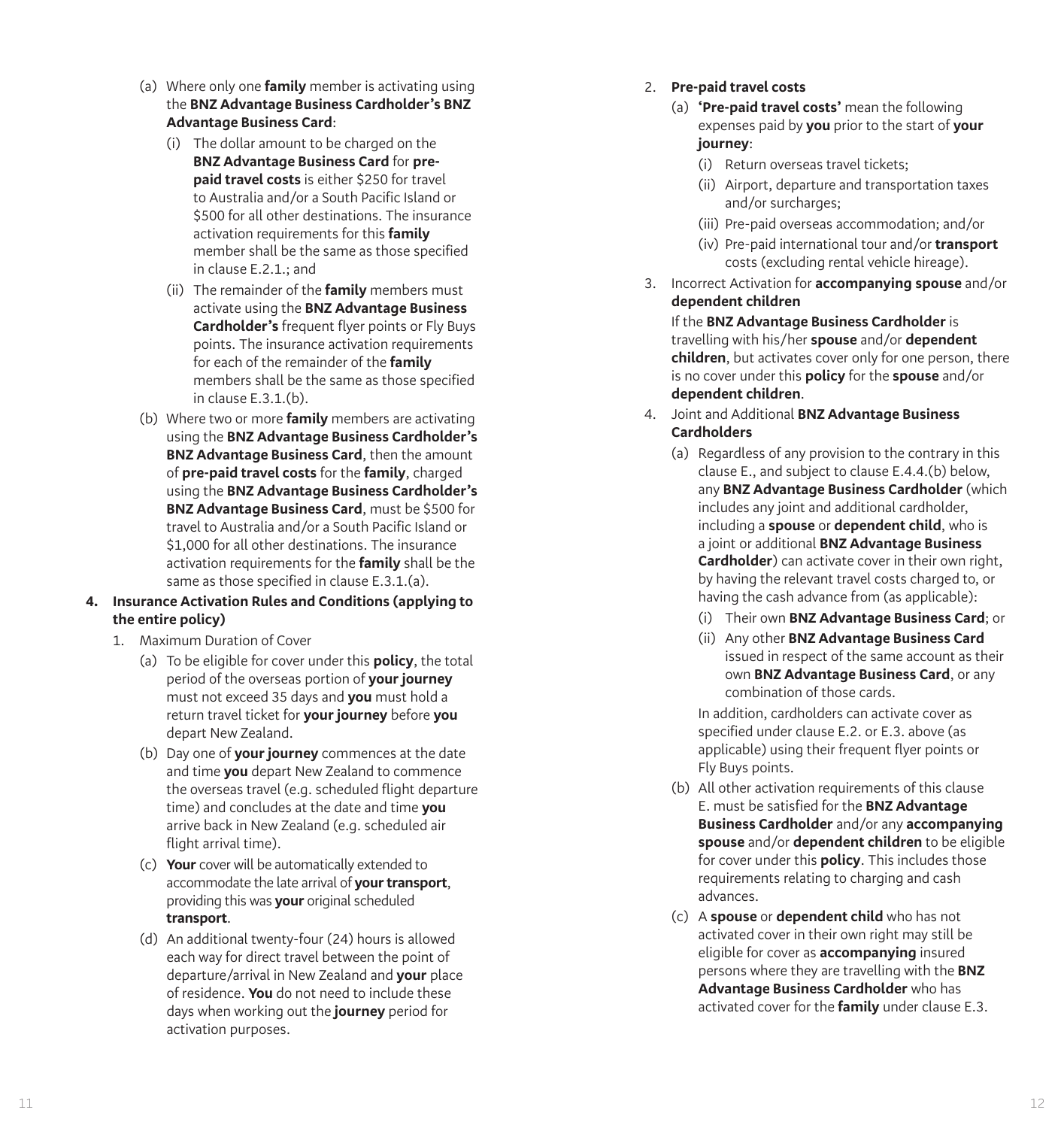(a) Where only one **family** member is activating using the **BNZ Advantage Business Cardholder's BNZ Advantage Business Card**:

   (i) The dollar amount to be charged on the **BNZ Advantage Business Card** for **pre-paid travel costs** is either $250 for travel to Australia and/or a South Pacific Island or $500 for all other destinations. The insurance activation requirements for this **family** member shall be the same as those specified in clause E.2.1.; and

   (ii) The remainder of the **family** members must activate using the **BNZ Advantage Business Cardholder's** frequent flyer points or Fly Buys points. The insurance activation requirements for each of the remainder of the **family** members shall be the same as those specified in clause E.3.1.(b).

(b) Where two or more **family** members are activating using the **BNZ Advantage Business Cardholder's BNZ Advantage Business Card**, then the amount of **pre-paid travel costs** for the **family**, charged using the **BNZ Advantage Business Cardholder's BNZ Advantage Business Card**, must be $500 for travel to Australia and/or a South Pacific Island or $1,000 for all other destinations. The insurance activation requirements for the **family** shall be the same as those specified in clause E.3.1.(a).

**4. Insurance Activation Rules and Conditions (applying to the entire policy)**

1. Maximum Duration of Cover

   (a) To be eligible for cover under this **policy**, the total period of the overseas portion of **your journey** must not exceed 35 days and **you** must hold a return travel ticket for **your journey** before **you** depart New Zealand.

   (b) Day one of **your journey** commences at the date and time **you** depart New Zealand to commence the overseas travel (e.g. scheduled flight departure time) and concludes at the date and time **you** arrive back in New Zealand (e.g. scheduled air flight arrival time).

   (c) **Your** cover will be automatically extended to accommodate the late arrival of **your transport**, providing this was **your** original scheduled **transport**.

   (d) An additional twenty-four (24) hours is allowed each way for direct travel between the point of departure/arrival in New Zealand and **your** place of residence. **You** do not need to include these days when working out the **journey** period for activation purposes.

2. **Pre-paid travel costs**

   (a) **'Pre-paid travel costs'** mean the following expenses paid by **you** prior to the start of **your journey**:

      (i) Return overseas travel tickets;

      (ii) Airport, departure and transportation taxes and/or surcharges;

      (iii) Pre-paid overseas accommodation; and/or

      (iv) Pre-paid international tour and/or **transport** costs (excluding rental vehicle hireage).

3. Incorrect Activation for **accompanying spouse** and/or **dependent children**

   If the **BNZ Advantage Business Cardholder** is travelling with his/her **spouse** and/or **dependent children**, but activates cover only for one person, there is no cover under this **policy** for the **spouse** and/or **dependent children**.

4. Joint and Additional **BNZ Advantage Business Cardholders**

   (a) Regardless of any provision to the contrary in this clause E., and subject to clause E.4.4.(b) below, any **BNZ Advantage Business Cardholder** (which includes any joint and additional cardholder, including a **spouse** or **dependent child**, who is a joint or additional **BNZ Advantage Business Cardholder**) can activate cover in their own right, by having the relevant travel costs charged to, or having the cash advance from (as applicable):

      (i) Their own **BNZ Advantage Business Card**; or

      (ii) Any other **BNZ Advantage Business Card** issued in respect of the same account as their own **BNZ Advantage Business Card**, or any combination of those cards.

      In addition, cardholders can activate cover as specified under clause E.2. or E.3. above (as applicable) using their frequent flyer points or Fly Buys points.

   (b) All other activation requirements of this clause E. must be satisfied for the **BNZ Advantage Business Cardholder** and/or any **accompanying spouse** and/or **dependent children** to be eligible for cover under this **policy**. This includes those requirements relating to charging and cash advances.

   (c) A **spouse** or **dependent child** who has not activated cover in their own right may still be eligible for cover as **accompanying** insured persons where they are travelling with the **BNZ Advantage Business Cardholder** who has activated cover for the **family** under clause E.3.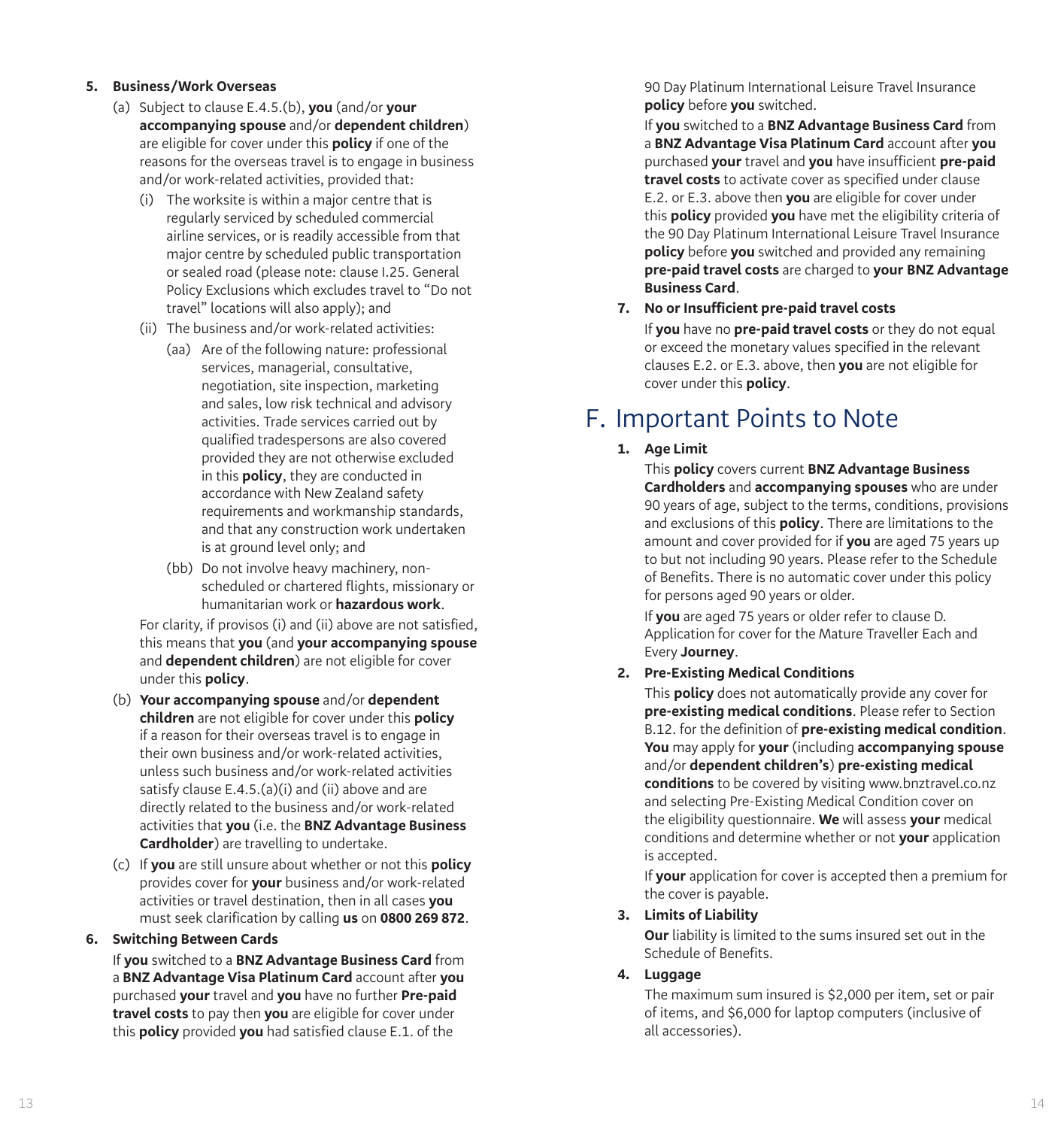**5. Business/Work Overseas**

(a) Subject to clause E.4.5.(b), **you** (and/or **your accompanying spouse** and/or **dependent children**) are eligible for cover under this **policy** if one of the reasons for the overseas travel is to engage in business and/or work-related activities, provided that:

(i) The worksite is within a major centre that is regularly serviced by scheduled commercial airline services, or is readily accessible from that major centre by scheduled public transportation or sealed road (please note: clause I.25. General Policy Exclusions which excludes travel to "Do not travel" locations will also apply); and

(ii) The business and/or work-related activities:

(aa) Are of the following nature: professional services, managerial, consultative, negotiation, site inspection, marketing and sales, low risk technical and advisory activities. Trade services carried out by qualified tradespersons are also covered provided they are not otherwise excluded in this **policy**, they are conducted in accordance with New Zealand safety requirements and workmanship standards, and that any construction work undertaken is at ground level only; and

(bb) Do not involve heavy machinery, non-scheduled or chartered flights, missionary or humanitarian work or **hazardous work**.

For clarity, if provisos (i) and (ii) above are not satisfied, this means that **you** (and **your accompanying spouse** and **dependent children**) are not eligible for cover under this **policy**.

(b) **Your accompanying spouse** and/or **dependent children** are not eligible for cover under this **policy** if a reason for their overseas travel is to engage in their own business and/or work-related activities, unless such business and/or work-related activities satisfy clause E.4.5.(a)(i) and (ii) above and are directly related to the business and/or work-related activities that **you** (i.e. the **BNZ Advantage Business Cardholder**) are travelling to undertake.

(c) If **you** are still unsure about whether or not this **policy** provides cover for **your** business and/or work-related activities or travel destination, then in all cases **you** must seek clarification by calling **us** on **0800 269 872**.

**6. Switching Between Cards**

If **you** switched to a **BNZ Advantage Business Card** from a **BNZ Advantage Visa Platinum Card** account after **you** purchased **your** travel and **you** have no further **Pre-paid travel costs** to pay then **you** are eligible for cover under this **policy** provided **you** had satisfied clause E.1. of the 90 Day Platinum International Leisure Travel Insurance **policy** before **you** switched.

If **you** switched to a **BNZ Advantage Business Card** from a **BNZ Advantage Visa Platinum Card** account after **you** purchased **your** travel and **you** have insufficient **pre-paid travel costs** to activate cover as specified under clause E.2. or E.3. above then **you** are eligible for cover under this **policy** provided **you** have met the eligibility criteria of the 90 Day Platinum International Leisure Travel Insurance **policy** before **you** switched and provided any remaining **pre-paid travel costs** are charged to **your BNZ Advantage Business Card**.

**7. No or Insufficient pre-paid travel costs**

If **you** have no **pre-paid travel costs** or they do not equal or exceed the monetary values specified in the relevant clauses E.2. or E.3. above, then **you** are not eligible for cover under this **policy**.

# F. Important Points to Note

**1. Age Limit**

This **policy** covers current **BNZ Advantage Business Cardholders** and **accompanying spouses** who are under 90 years of age, subject to the terms, conditions, provisions and exclusions of this **policy**. There are limitations to the amount and cover provided for if **you** are aged 75 years up to but not including 90 years. Please refer to the Schedule of Benefits. There is no automatic cover under this policy for persons aged 90 years or older.

If **you** are aged 75 years or older refer to clause D. Application for cover for the Mature Traveller Each and Every **Journey**.

**2. Pre-Existing Medical Conditions**

This **policy** does not automatically provide any cover for **pre-existing medical conditions**. Please refer to Section B.12. for the definition of **pre-existing medical condition**. **You** may apply for **your** (including **accompanying spouse** and/or **dependent children's**) **pre-existing medical conditions** to be covered by visiting www.bnztravel.co.nz and selecting Pre-Existing Medical Condition cover on the eligibility questionnaire. **We** will assess **your** medical conditions and determine whether or not **your** application is accepted.

If **your** application for cover is accepted then a premium for the cover is payable.

**3. Limits of Liability**

**Our** liability is limited to the sums insured set out in the Schedule of Benefits.

**4. Luggage**

The maximum sum insured is $2,000 per item, set or pair of items, and $6,000 for laptop computers (inclusive of all accessories).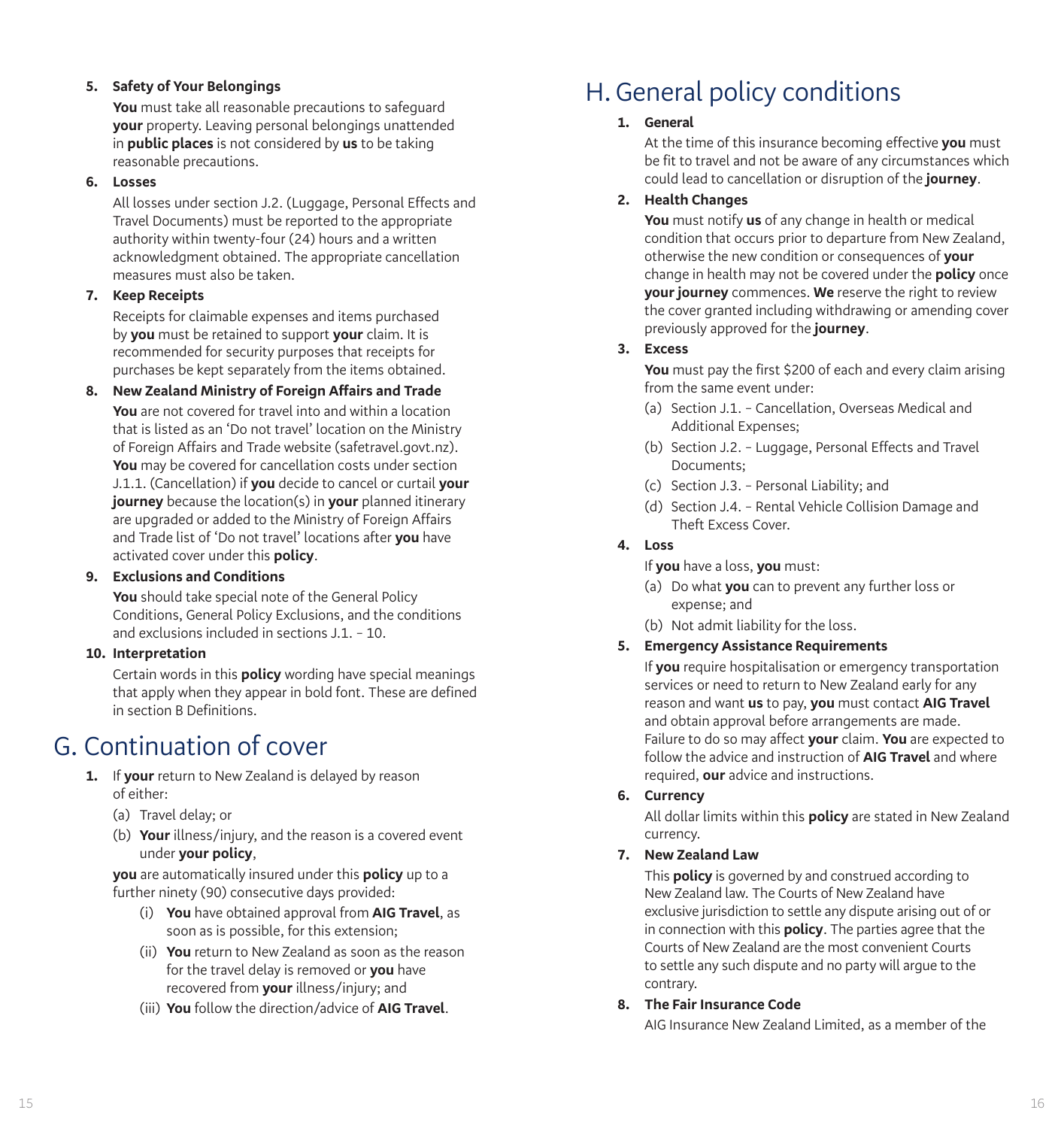5. **Safety of Your Belongings**

   **You** must take all reasonable precautions to safeguard **your** property. Leaving personal belongings unattended in **public places** is not considered by **us** to be taking reasonable precautions.

6. **Losses**

   All losses under section J.2. (Luggage, Personal Effects and Travel Documents) must be reported to the appropriate authority within twenty-four (24) hours and a written acknowledgment obtained. The appropriate cancellation measures must also be taken.

7. **Keep Receipts**

   Receipts for claimable expenses and items purchased by **you** must be retained to support **your** claim. It is recommended for security purposes that receipts for purchases be kept separately from the items obtained.

8. **New Zealand Ministry of Foreign Affairs and Trade**

   **You** are not covered for travel into and within a location that is listed as an 'Do not travel' location on the Ministry of Foreign Affairs and Trade website (safetravel.govt.nz). **You** may be covered for cancellation costs under section J.1.1. (Cancellation) if **you** decide to cancel or curtail **your journey** because the location(s) in **your** planned itinerary are upgraded or added to the Ministry of Foreign Affairs and Trade list of 'Do not travel' locations after **you** have activated cover under this **policy**.

9. **Exclusions and Conditions**

   **You** should take special note of the General Policy Conditions, General Policy Exclusions, and the conditions and exclusions included in sections J.1. – 10.

10. **Interpretation**

    Certain words in this **policy** wording have special meanings that apply when they appear in bold font. These are defined in section B Definitions.

# G. Continuation of cover

1. If **your** return to New Zealand is delayed by reason of either:

   (a) Travel delay; or

   (b) **Your** illness/injury, and the reason is a covered event under **your policy**,

   **you** are automatically insured under this **policy** up to a further ninety (90) consecutive days provided:

   (i) **You** have obtained approval from **AIG Travel**, as soon as is possible, for this extension;

   (ii) **You** return to New Zealand as soon as the reason for the travel delay is removed or **you** have recovered from **your** illness/injury; and

   (iii) **You** follow the direction/advice of **AIG Travel**.

# H. General policy conditions

1. **General**

   At the time of this insurance becoming effective **you** must be fit to travel and not be aware of any circumstances which could lead to cancellation or disruption of the **journey**.

2. **Health Changes**

   **You** must notify **us** of any change in health or medical condition that occurs prior to departure from New Zealand, otherwise the new condition or consequences of **your** change in health may not be covered under the **policy** once **your journey** commences. **We** reserve the right to review the cover granted including withdrawing or amending cover previously approved for the **journey**.

3. **Excess**

   **You** must pay the first $200 of each and every claim arising from the same event under:

   (a) Section J.1. – Cancellation, Overseas Medical and Additional Expenses;

   (b) Section J.2. – Luggage, Personal Effects and Travel Documents;

   (c) Section J.3. – Personal Liability; and

   (d) Section J.4. – Rental Vehicle Collision Damage and Theft Excess Cover.

4. **Loss**

   If **you** have a loss, **you** must:

   (a) Do what **you** can to prevent any further loss or expense; and

   (b) Not admit liability for the loss.

5. **Emergency Assistance Requirements**

   If **you** require hospitalisation or emergency transportation services or need to return to New Zealand early for any reason and want **us** to pay, **you** must contact **AIG Travel** and obtain approval before arrangements are made. Failure to do so may affect **your** claim. **You** are expected to follow the advice and instruction of **AIG Travel** and where required, **our** advice and instructions.

6. **Currency**

   All dollar limits within this **policy** are stated in New Zealand currency.

7. **New Zealand Law**

   This **policy** is governed by and construed according to New Zealand law. The Courts of New Zealand have exclusive jurisdiction to settle any dispute arising out of or in connection with this **policy**. The parties agree that the Courts of New Zealand are the most convenient Courts to settle any such dispute and no party will argue to the contrary.

8. **The Fair Insurance Code**

   AIG Insurance New Zealand Limited, as a member of the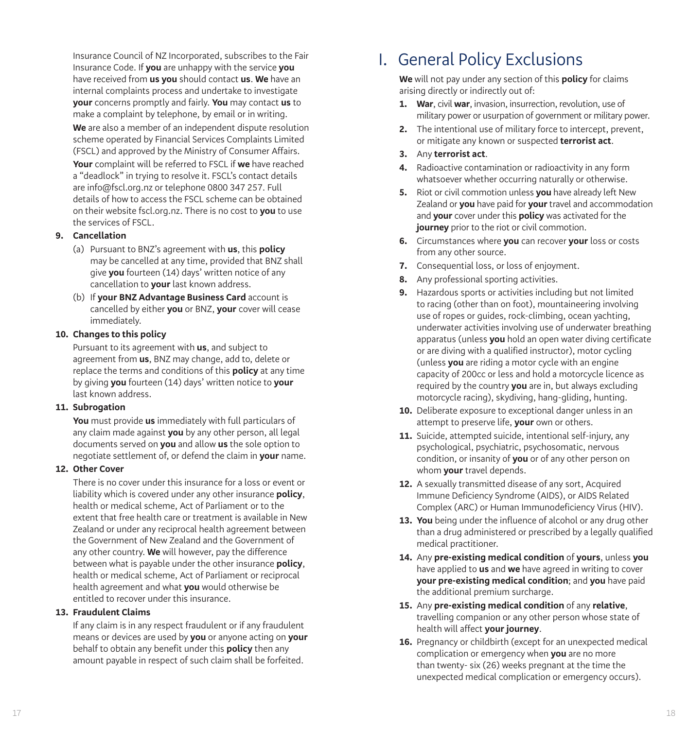Insurance Council of NZ Incorporated, subscribes to the Fair Insurance Code. If **you** are unhappy with the service **you** have received from **us you** should contact **us**. **We** have an internal complaints process and undertake to investigate **your** concerns promptly and fairly. **You** may contact **us** to make a complaint by telephone, by email or in writing.

**We** are also a member of an independent dispute resolution scheme operated by Financial Services Complaints Limited (FSCL) and approved by the Ministry of Consumer Affairs. **Your** complaint will be referred to FSCL if **we** have reached a "deadlock" in trying to resolve it. FSCL's contact details are info@fscl.org.nz or telephone 0800 347 257. Full details of how to access the FSCL scheme can be obtained on their website fscl.org.nz. There is no cost to **you** to use the services of FSCL.

**9. Cancellation**

(a) Pursuant to BNZ's agreement with **us**, this **policy** may be cancelled at any time, provided that BNZ shall give **you** fourteen (14) days' written notice of any cancellation to **your** last known address.

(b) If **your BNZ Advantage Business Card** account is cancelled by either **you** or BNZ, **your** cover will cease immediately.

**10. Changes to this policy**

Pursuant to its agreement with **us**, and subject to agreement from **us**, BNZ may change, add to, delete or replace the terms and conditions of this **policy** at any time by giving **you** fourteen (14) days' written notice to **your** last known address.

**11. Subrogation**

**You** must provide **us** immediately with full particulars of any claim made against **you** by any other person, all legal documents served on **you** and allow **us** the sole option to negotiate settlement of, or defend the claim in **your** name.

**12. Other Cover**

There is no cover under this insurance for a loss or event or liability which is covered under any other insurance **policy**, health or medical scheme, Act of Parliament or to the extent that free health care or treatment is available in New Zealand or under any reciprocal health agreement between the Government of New Zealand and the Government of any other country. **We** will however, pay the difference between what is payable under the other insurance **policy**, health or medical scheme, Act of Parliament or reciprocal health agreement and what **you** would otherwise be entitled to recover under this insurance.

**13. Fraudulent Claims**

If any claim is in any respect fraudulent or if any fraudulent means or devices are used by **you** or anyone acting on **your** behalf to obtain any benefit under this **policy** then any amount payable in respect of such claim shall be forfeited.

# I. General Policy Exclusions

**We** will not pay under any section of this **policy** for claims arising directly or indirectly out of:

1. **War**, civil **war**, invasion, insurrection, revolution, use of military power or usurpation of government or military power.
2. The intentional use of military force to intercept, prevent, or mitigate any known or suspected **terrorist act**.
3. Any **terrorist act**.
4. Radioactive contamination or radioactivity in any form whatsoever whether occurring naturally or otherwise.
5. Riot or civil commotion unless **you** have already left New Zealand or **you** have paid for **your** travel and accommodation and **your** cover under this **policy** was activated for the **journey** prior to the riot or civil commotion.
6. Circumstances where **you** can recover **your** loss or costs from any other source.
7. Consequential loss, or loss of enjoyment.
8. Any professional sporting activities.
9. Hazardous sports or activities including but not limited to racing (other than on foot), mountaineering involving use of ropes or guides, rock-climbing, ocean yachting, underwater activities involving use of underwater breathing apparatus (unless **you** hold an open water diving certificate or are diving with a qualified instructor), motor cycling (unless **you** are riding a motor cycle with an engine capacity of 200cc or less and hold a motorcycle licence as required by the country **you** are in, but always excluding motorcycle racing), skydiving, hang-gliding, hunting.
10. Deliberate exposure to exceptional danger unless in an attempt to preserve life, **your** own or others.
11. Suicide, attempted suicide, intentional self-injury, any psychological, psychiatric, psychosomatic, nervous condition, or insanity of **you** or of any other person on whom **your** travel depends.
12. A sexually transmitted disease of any sort, Acquired Immune Deficiency Syndrome (AIDS), or AIDS Related Complex (ARC) or Human Immunodeficiency Virus (HIV).
13. **You** being under the influence of alcohol or any drug other than a drug administered or prescribed by a legally qualified medical practitioner.
14. Any **pre-existing medical condition** of **yours**, unless **you** have applied to **us** and **we** have agreed in writing to cover **your pre-existing medical condition**; and **you** have paid the additional premium surcharge.
15. Any **pre-existing medical condition** of any **relative**, travelling companion or any other person whose state of health will affect **your journey**.
16. Pregnancy or childbirth (except for an unexpected medical complication or emergency when **you** are no more than twenty- six (26) weeks pregnant at the time the unexpected medical complication or emergency occurs).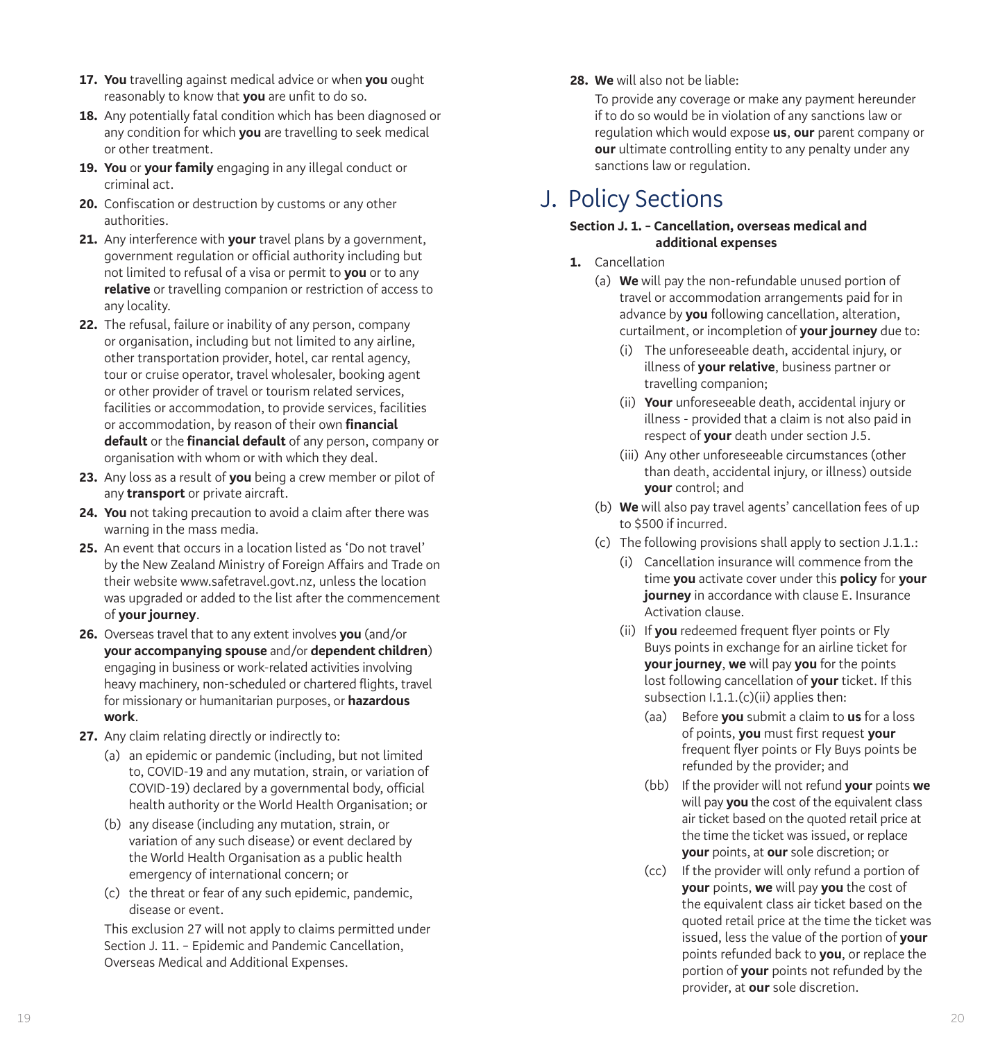17. **You** travelling against medical advice or when **you** ought reasonably to know that **you** are unfit to do so.
18. Any potentially fatal condition which has been diagnosed or any condition for which **you** are travelling to seek medical or other treatment.
19. **You** or **your family** engaging in any illegal conduct or criminal act.
20. Confiscation or destruction by customs or any other authorities.
21. Any interference with **your** travel plans by a government, government regulation or official authority including but not limited to refusal of a visa or permit to **you** or to any **relative** or travelling companion or restriction of access to any locality.
22. The refusal, failure or inability of any person, company or organisation, including but not limited to any airline, other transportation provider, hotel, car rental agency, tour or cruise operator, travel wholesaler, booking agent or other provider of travel or tourism related services, facilities or accommodation, to provide services, facilities or accommodation, by reason of their own **financial default** or the **financial default** of any person, company or organisation with whom or with which they deal.
23. Any loss as a result of **you** being a crew member or pilot of any **transport** or private aircraft.
24. **You** not taking precaution to avoid a claim after there was warning in the mass media.
25. An event that occurs in a location listed as 'Do not travel' by the New Zealand Ministry of Foreign Affairs and Trade on their website www.safetravel.govt.nz, unless the location was upgraded or added to the list after the commencement of **your journey**.
26. Overseas travel that to any extent involves **you** (and/or **your accompanying spouse** and/or **dependent children**) engaging in business or work-related activities involving heavy machinery, non-scheduled or chartered flights, travel for missionary or humanitarian purposes, or **hazardous work**.
27. Any claim relating directly or indirectly to:
    - (a) an epidemic or pandemic (including, but not limited to, COVID-19 and any mutation, strain, or variation of COVID-19) declared by a governmental body, official health authority or the World Health Organisation; or
    - (b) any disease (including any mutation, strain, or variation of any such disease) or event declared by the World Health Organisation as a public health emergency of international concern; or
    - (c) the threat or fear of any such epidemic, pandemic, disease or event.

    This exclusion 27 will not apply to claims permitted under Section J. 11. – Epidemic and Pandemic Cancellation, Overseas Medical and Additional Expenses.
28. **We** will also not be liable:

    To provide any coverage or make any payment hereunder if to do so would be in violation of any sanctions law or regulation which would expose **us**, **our** parent company or **our** ultimate controlling entity to any penalty under any sanctions law or regulation.

# J. Policy Sections

**Section J. 1. – Cancellation, overseas medical and additional expenses**

1. Cancellation
    - (a) **We** will pay the non-refundable unused portion of travel or accommodation arrangements paid for in advance by **you** following cancellation, alteration, curtailment, or incompletion of **your journey** due to:
        - (i) The unforeseeable death, accidental injury, or illness of **your relative**, business partner or travelling companion;
        - (ii) **Your** unforeseeable death, accidental injury or illness - provided that a claim is not also paid in respect of **your** death under section J.5.
        - (iii) Any other unforeseeable circumstances (other than death, accidental injury, or illness) outside **your** control; and
    - (b) **We** will also pay travel agents' cancellation fees of up to $500 if incurred.
    - (c) The following provisions shall apply to section J.1.1.:
        - (i) Cancellation insurance will commence from the time **you** activate cover under this **policy** for **your journey** in accordance with clause E. Insurance Activation clause.
        - (ii) If **you** redeemed frequent flyer points or Fly Buys points in exchange for an airline ticket for **your journey**, **we** will pay **you** for the points lost following cancellation of **your** ticket. If this subsection I.1.1.(c)(ii) applies then:
            - (aa) Before **you** submit a claim to **us** for a loss of points, **you** must first request **your** frequent flyer points or Fly Buys points be refunded by the provider; and
            - (bb) If the provider will not refund **your** points **we** will pay **you** the cost of the equivalent class air ticket based on the quoted retail price at the time the ticket was issued, or replace **your** points, at **our** sole discretion; or
            - (cc) If the provider will only refund a portion of **your** points, **we** will pay **you** the cost of the equivalent class air ticket based on the quoted retail price at the time the ticket was issued, less the value of the portion of **your** points refunded back to **you**, or replace the portion of **your** points not refunded by the provider, at **our** sole discretion.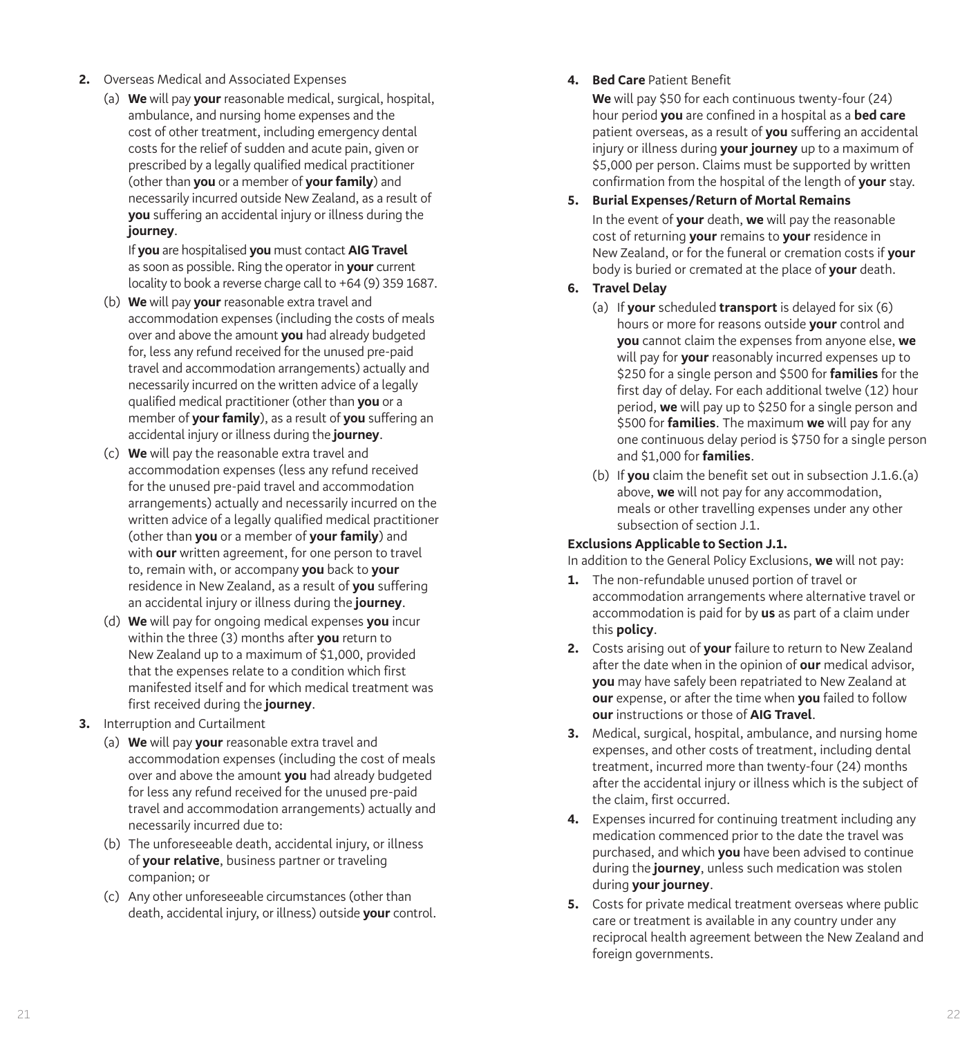**2.** Overseas Medical and Associated Expenses

(a) **We** will pay **your** reasonable medical, surgical, hospital, ambulance, and nursing home expenses and the cost of other treatment, including emergency dental costs for the relief of sudden and acute pain, given or prescribed by a legally qualified medical practitioner (other than **you** or a member of **your family**) and necessarily incurred outside New Zealand, as a result of **you** suffering an accidental injury or illness during the **journey**.

If **you** are hospitalised **you** must contact **AIG Travel** as soon as possible. Ring the operator in **your** current locality to book a reverse charge call to +64 (9) 359 1687.

(b) **We** will pay **your** reasonable extra travel and accommodation expenses (including the costs of meals over and above the amount **you** had already budgeted for, less any refund received for the unused pre-paid travel and accommodation arrangements) actually and necessarily incurred on the written advice of a legally qualified medical practitioner (other than **you** or a member of **your family**), as a result of **you** suffering an accidental injury or illness during the **journey**.

(c) **We** will pay the reasonable extra travel and accommodation expenses (less any refund received for the unused pre-paid travel and accommodation arrangements) actually and necessarily incurred on the written advice of a legally qualified medical practitioner (other than **you** or a member of **your family**) and with **our** written agreement, for one person to travel to, remain with, or accompany **you** back to **your** residence in New Zealand, as a result of **you** suffering an accidental injury or illness during the **journey**.

(d) **We** will pay for ongoing medical expenses **you** incur within the three (3) months after **you** return to New Zealand up to a maximum of $1,000, provided that the expenses relate to a condition which first manifested itself and for which medical treatment was first received during the **journey**.

**3.** Interruption and Curtailment

(a) **We** will pay **your** reasonable extra travel and accommodation expenses (including the cost of meals over and above the amount **you** had already budgeted for less any refund received for the unused pre-paid travel and accommodation arrangements) actually and necessarily incurred due to:

(b) The unforeseeable death, accidental injury, or illness of **your relative**, business partner or traveling companion; or

(c) Any other unforeseeable circumstances (other than death, accidental injury, or illness) outside **your** control.

**4. Bed Care** Patient Benefit

**We** will pay $50 for each continuous twenty-four (24) hour period **you** are confined in a hospital as a **bed care** patient overseas, as a result of **you** suffering an accidental injury or illness during **your journey** up to a maximum of $5,000 per person. Claims must be supported by written confirmation from the hospital of the length of **your** stay.

**5. Burial Expenses/Return of Mortal Remains**

In the event of **your** death, **we** will pay the reasonable cost of returning **your** remains to **your** residence in New Zealand, or for the funeral or cremation costs if **your** body is buried or cremated at the place of **your** death.

**6. Travel Delay**

(a) If **your** scheduled **transport** is delayed for six (6) hours or more for reasons outside **your** control and **you** cannot claim the expenses from anyone else, **we** will pay for **your** reasonably incurred expenses up to $250 for a single person and $500 for **families** for the first day of delay. For each additional twelve (12) hour period, **we** will pay up to $250 for a single person and $500 for **families**. The maximum **we** will pay for any one continuous delay period is $750 for a single person and $1,000 for **families**.

(b) If **you** claim the benefit set out in subsection J.1.6.(a) above, **we** will not pay for any accommodation, meals or other travelling expenses under any other subsection of section J.1.

**Exclusions Applicable to Section J.1.**

In addition to the General Policy Exclusions, **we** will not pay:

**1.** The non-refundable unused portion of travel or accommodation arrangements where alternative travel or accommodation is paid for by **us** as part of a claim under this **policy**.

**2.** Costs arising out of **your** failure to return to New Zealand after the date when in the opinion of **our** medical advisor, **you** may have safely been repatriated to New Zealand at **our** expense, or after the time when **you** failed to follow **our** instructions or those of **AIG Travel**.

**3.** Medical, surgical, hospital, ambulance, and nursing home expenses, and other costs of treatment, including dental treatment, incurred more than twenty-four (24) months after the accidental injury or illness which is the subject of the claim, first occurred.

**4.** Expenses incurred for continuing treatment including any medication commenced prior to the date the travel was purchased, and which **you** have been advised to continue during the **journey**, unless such medication was stolen during **your journey**.

**5.** Costs for private medical treatment overseas where public care or treatment is available in any country under any reciprocal health agreement between the New Zealand and foreign governments.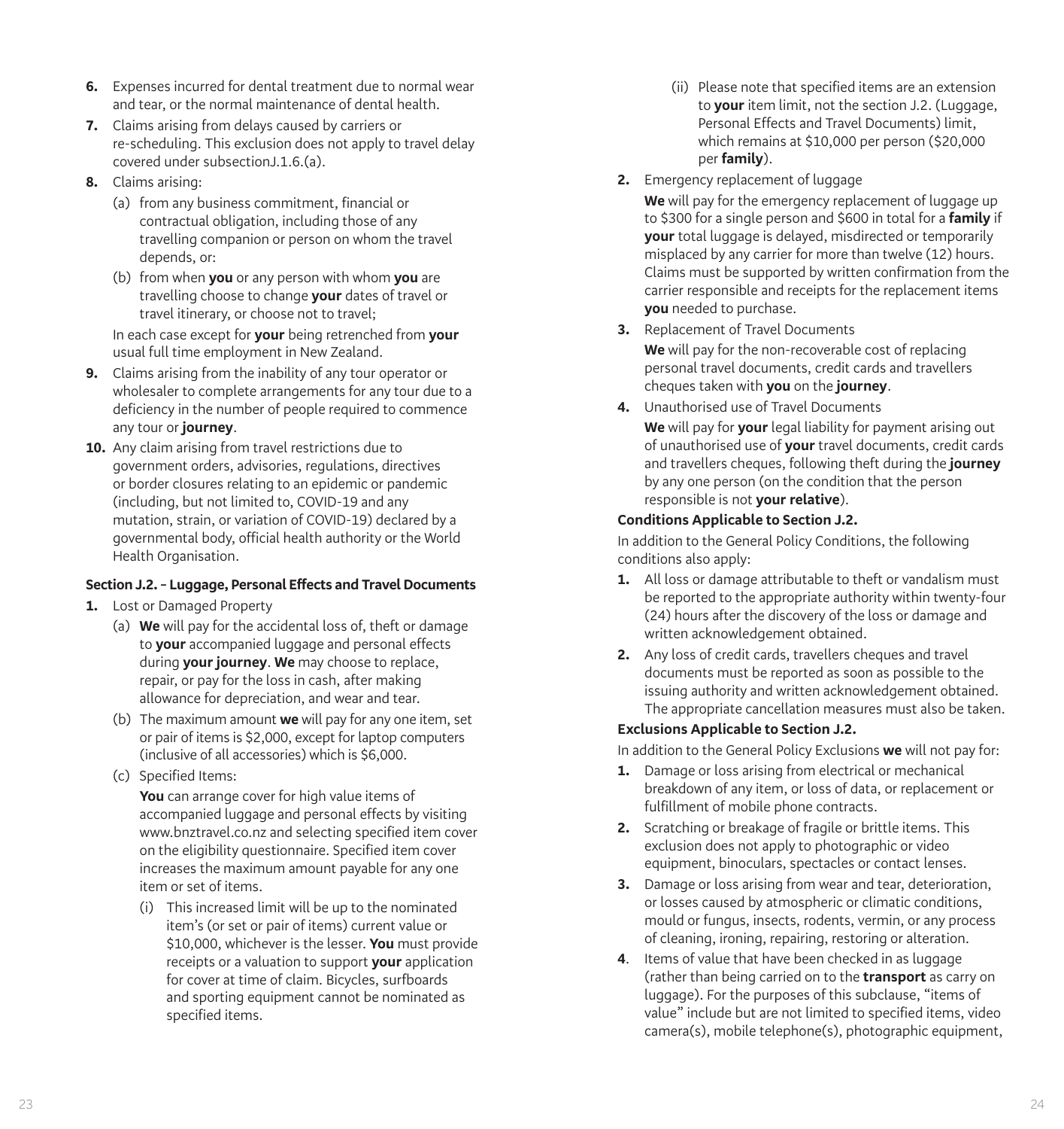6. Expenses incurred for dental treatment due to normal wear and tear, or the normal maintenance of dental health.
7. Claims arising from delays caused by carriers or re-scheduling. This exclusion does not apply to travel delay covered under subsectionJ.1.6.(a).
8. Claims arising:
   (a) from any business commitment, financial or contractual obligation, including those of any travelling companion or person on whom the travel depends, or:
   (b) from when **you** or any person with whom **you** are travelling choose to change **your** dates of travel or travel itinerary, or choose not to travel;

   In each case except for **your** being retrenched from **your** usual full time employment in New Zealand.
9. Claims arising from the inability of any tour operator or wholesaler to complete arrangements for any tour due to a deficiency in the number of people required to commence any tour or **journey**.
10. Any claim arising from travel restrictions due to government orders, advisories, regulations, directives or border closures relating to an epidemic or pandemic (including, but not limited to, COVID-19 and any mutation, strain, or variation of COVID-19) declared by a governmental body, official health authority or the World Health Organisation.

**Section J.2. – Luggage, Personal Effects and Travel Documents**

1. Lost or Damaged Property
   (a) **We** will pay for the accidental loss of, theft or damage to **your** accompanied luggage and personal effects during **your journey**. **We** may choose to replace, repair, or pay for the loss in cash, after making allowance for depreciation, and wear and tear.
   (b) The maximum amount **we** will pay for any one item, set or pair of items is $2,000, except for laptop computers (inclusive of all accessories) which is $6,000.
   (c) Specified Items:

   **You** can arrange cover for high value items of accompanied luggage and personal effects by visiting www.bnztravel.co.nz and selecting specified item cover on the eligibility questionnaire. Specified item cover increases the maximum amount payable for any one item or set of items.
      (i) This increased limit will be up to the nominated item's (or set or pair of items) current value or $10,000, whichever is the lesser. **You** must provide receipts or a valuation to support **your** application for cover at time of claim. Bicycles, surfboards and sporting equipment cannot be nominated as specified items.
      (ii) Please note that specified items are an extension to **your** item limit, not the section J.2. (Luggage, Personal Effects and Travel Documents) limit, which remains at $10,000 per person ($20,000 per **family**).
2. Emergency replacement of luggage

   **We** will pay for the emergency replacement of luggage up to $300 for a single person and $600 in total for a **family** if **your** total luggage is delayed, misdirected or temporarily misplaced by any carrier for more than twelve (12) hours. Claims must be supported by written confirmation from the carrier responsible and receipts for the replacement items **you** needed to purchase.
3. Replacement of Travel Documents

   **We** will pay for the non-recoverable cost of replacing personal travel documents, credit cards and travellers cheques taken with **you** on the **journey**.
4. Unauthorised use of Travel Documents

   **We** will pay for **your** legal liability for payment arising out of unauthorised use of **your** travel documents, credit cards and travellers cheques, following theft during the **journey** by any one person (on the condition that the person responsible is not **your relative**).

**Conditions Applicable to Section J.2.**

In addition to the General Policy Conditions, the following conditions also apply:

1. All loss or damage attributable to theft or vandalism must be reported to the appropriate authority within twenty-four (24) hours after the discovery of the loss or damage and written acknowledgement obtained.
2. Any loss of credit cards, travellers cheques and travel documents must be reported as soon as possible to the issuing authority and written acknowledgement obtained. The appropriate cancellation measures must also be taken.

**Exclusions Applicable to Section J.2.**

In addition to the General Policy Exclusions **we** will not pay for:

1. Damage or loss arising from electrical or mechanical breakdown of any item, or loss of data, or replacement or fulfillment of mobile phone contracts.
2. Scratching or breakage of fragile or brittle items. This exclusion does not apply to photographic or video equipment, binoculars, spectacles or contact lenses.
3. Damage or loss arising from wear and tear, deterioration, or losses caused by atmospheric or climatic conditions, mould or fungus, insects, rodents, vermin, or any process of cleaning, ironing, repairing, restoring or alteration.
4. Items of value that have been checked in as luggage (rather than being carried on to the **transport** as carry on luggage). For the purposes of this subclause, "items of value" include but are not limited to specified items, video camera(s), mobile telephone(s), photographic equipment,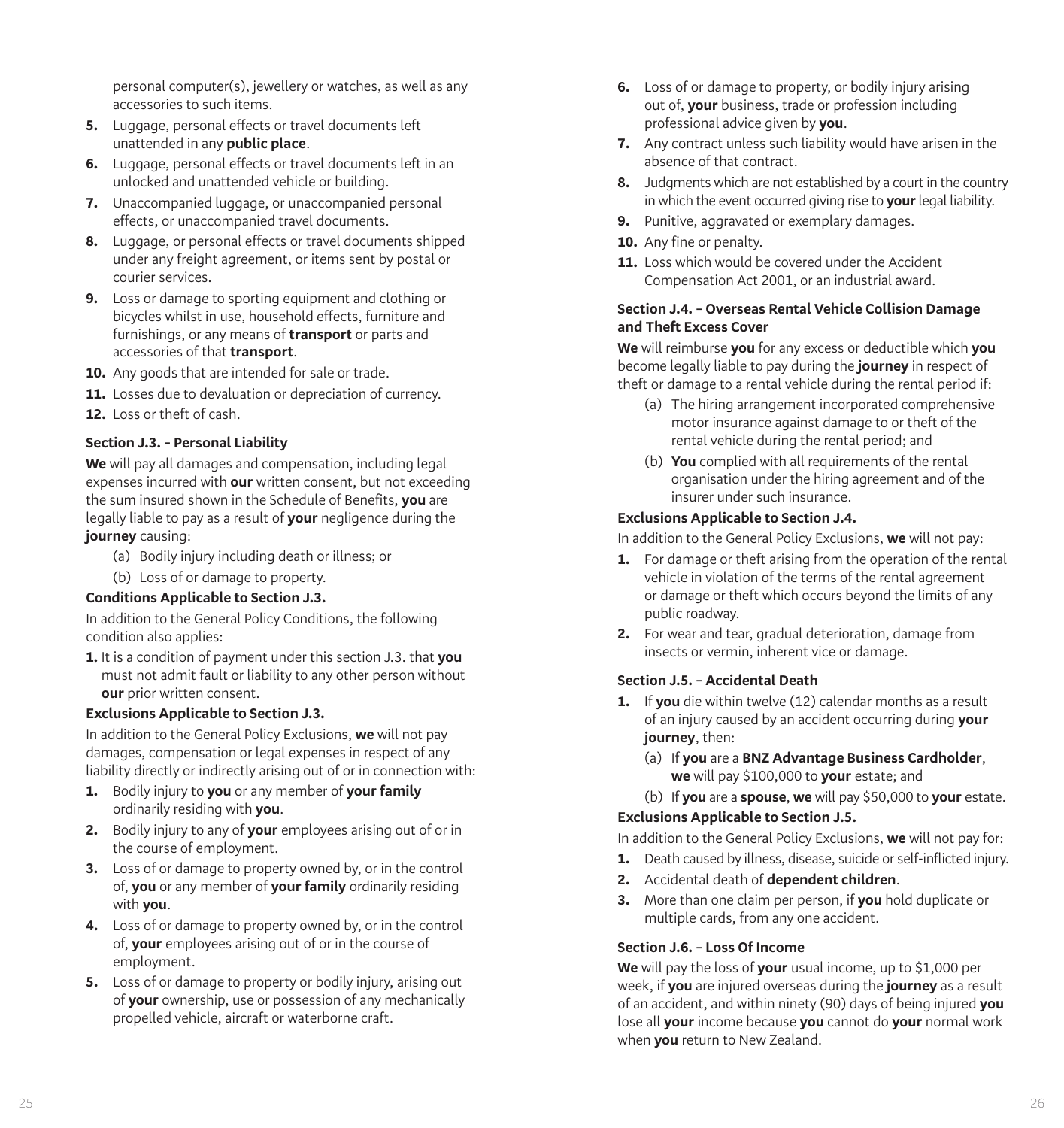personal computer(s), jewellery or watches, as well as any accessories to such items.

5. Luggage, personal effects or travel documents left unattended in any **public place**.
6. Luggage, personal effects or travel documents left in an unlocked and unattended vehicle or building.
7. Unaccompanied luggage, or unaccompanied personal effects, or unaccompanied travel documents.
8. Luggage, or personal effects or travel documents shipped under any freight agreement, or items sent by postal or courier services.
9. Loss or damage to sporting equipment and clothing or bicycles whilst in use, household effects, furniture and furnishings, or any means of **transport** or parts and accessories of that **transport**.
10. Any goods that are intended for sale or trade.
11. Losses due to devaluation or depreciation of currency.
12. Loss or theft of cash.

**Section J.3. – Personal Liability**

**We** will pay all damages and compensation, including legal expenses incurred with **our** written consent, but not exceeding the sum insured shown in the Schedule of Benefits, **you** are legally liable to pay as a result of **your** negligence during the **journey** causing:

(a) Bodily injury including death or illness; or

(b) Loss of or damage to property.

**Conditions Applicable to Section J.3.**

In addition to the General Policy Conditions, the following condition also applies:

1. It is a condition of payment under this section J.3. that **you** must not admit fault or liability to any other person without **our** prior written consent.

**Exclusions Applicable to Section J.3.**

In addition to the General Policy Exclusions, **we** will not pay damages, compensation or legal expenses in respect of any liability directly or indirectly arising out of or in connection with:

1. Bodily injury to **you** or any member of **your family** ordinarily residing with **you**.
2. Bodily injury to any of **your** employees arising out of or in the course of employment.
3. Loss of or damage to property owned by, or in the control of, **you** or any member of **your family** ordinarily residing with **you**.
4. Loss of or damage to property owned by, or in the control of, **your** employees arising out of or in the course of employment.
5. Loss of or damage to property or bodily injury, arising out of **your** ownership, use or possession of any mechanically propelled vehicle, aircraft or waterborne craft.
6. Loss of or damage to property, or bodily injury arising out of, **your** business, trade or profession including professional advice given by **you**.
7. Any contract unless such liability would have arisen in the absence of that contract.
8. Judgments which are not established by a court in the country in which the event occurred giving rise to **your** legal liability.
9. Punitive, aggravated or exemplary damages.
10. Any fine or penalty.
11. Loss which would be covered under the Accident Compensation Act 2001, or an industrial award.

**Section J.4. – Overseas Rental Vehicle Collision Damage and Theft Excess Cover**

**We** will reimburse **you** for any excess or deductible which **you** become legally liable to pay during the **journey** in respect of theft or damage to a rental vehicle during the rental period if:

(a) The hiring arrangement incorporated comprehensive motor insurance against damage to or theft of the rental vehicle during the rental period; and

(b) **You** complied with all requirements of the rental organisation under the hiring agreement and of the insurer under such insurance.

**Exclusions Applicable to Section J.4.**

In addition to the General Policy Exclusions, **we** will not pay:

1. For damage or theft arising from the operation of the rental vehicle in violation of the terms of the rental agreement or damage or theft which occurs beyond the limits of any public roadway.
2. For wear and tear, gradual deterioration, damage from insects or vermin, inherent vice or damage.

**Section J.5. – Accidental Death**

1. If **you** die within twelve (12) calendar months as a result of an injury caused by an accident occurring during **your journey**, then:

   (a) If **you** are a **BNZ Advantage Business Cardholder**, **we** will pay $100,000 to **your** estate; and

   (b) If **you** are a **spouse**, **we** will pay $50,000 to **your** estate.

**Exclusions Applicable to Section J.5.**

In addition to the General Policy Exclusions, **we** will not pay for:

1. Death caused by illness, disease, suicide or self-inflicted injury.
2. Accidental death of **dependent children**.
3. More than one claim per person, if **you** hold duplicate or multiple cards, from any one accident.

**Section J.6. – Loss Of Income**

**We** will pay the loss of **your** usual income, up to $1,000 per week, if **you** are injured overseas during the **journey** as a result of an accident, and within ninety (90) days of being injured **you** lose all **your** income because **you** cannot do **your** normal work when **you** return to New Zealand.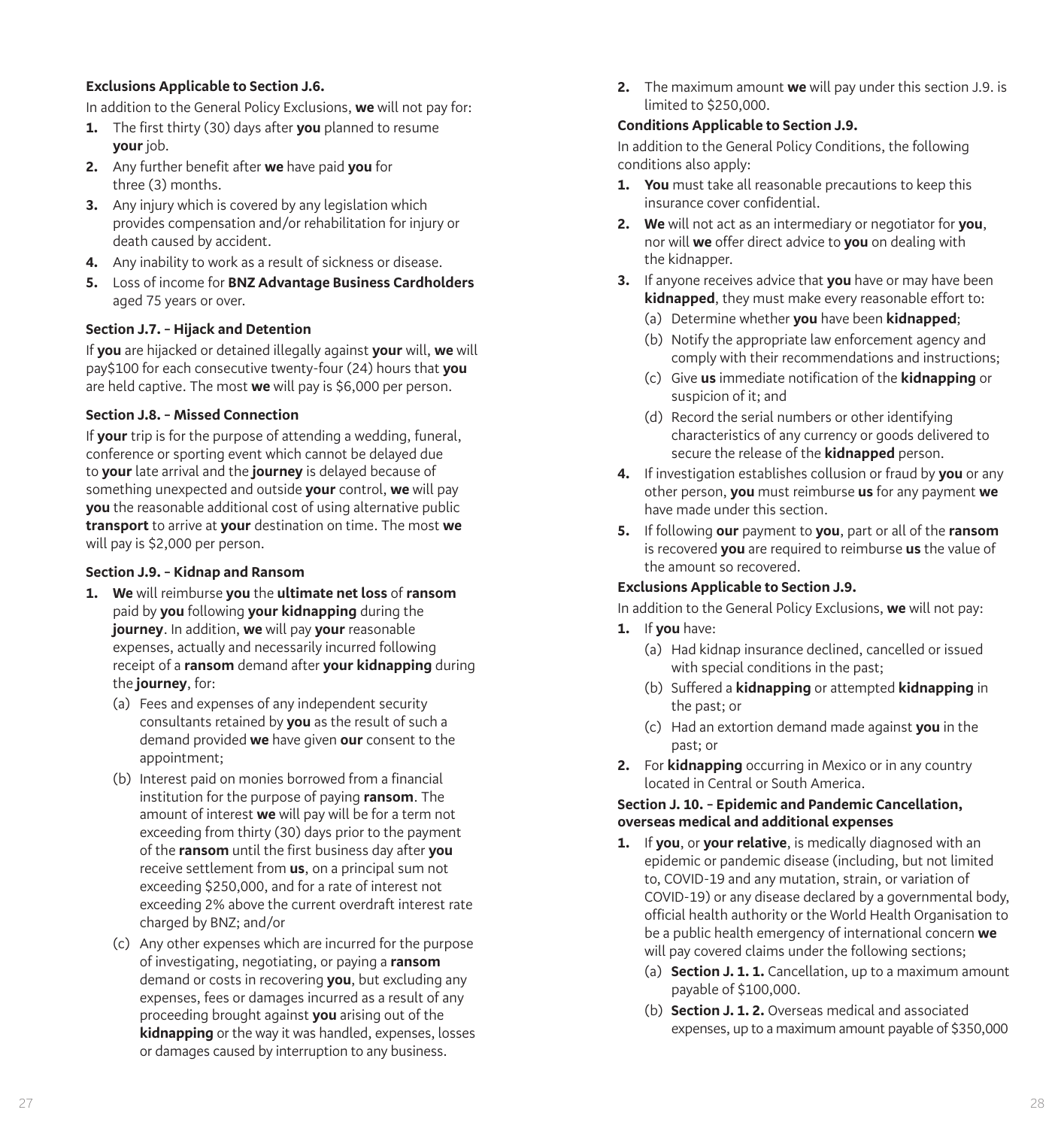**Exclusions Applicable to Section J.6.**

In addition to the General Policy Exclusions, **we** will not pay for:

1. The first thirty (30) days after **you** planned to resume **your** job.
2. Any further benefit after **we** have paid **you** for three (3) months.
3. Any injury which is covered by any legislation which provides compensation and/or rehabilitation for injury or death caused by accident.
4. Any inability to work as a result of sickness or disease.
5. Loss of income for **BNZ Advantage Business Cardholders** aged 75 years or over.

**Section J.7. – Hijack and Detention**

If **you** are hijacked or detained illegally against **your** will, **we** will pay$100 for each consecutive twenty-four (24) hours that **you** are held captive. The most **we** will pay is $6,000 per person.

**Section J.8. – Missed Connection**

If **your** trip is for the purpose of attending a wedding, funeral, conference or sporting event which cannot be delayed due to **your** late arrival and the **journey** is delayed because of something unexpected and outside **your** control, **we** will pay **you** the reasonable additional cost of using alternative public **transport** to arrive at **your** destination on time. The most **we** will pay is $2,000 per person.

**Section J.9. – Kidnap and Ransom**

1. **We** will reimburse **you** the **ultimate net loss** of **ransom** paid by **you** following **your kidnapping** during the **journey**. In addition, **we** will pay **your** reasonable expenses, actually and necessarily incurred following receipt of a **ransom** demand after **your kidnapping** during the **journey**, for:
   (a) Fees and expenses of any independent security consultants retained by **you** as the result of such a demand provided **we** have given **our** consent to the appointment;
   (b) Interest paid on monies borrowed from a financial institution for the purpose of paying **ransom**. The amount of interest **we** will pay will be for a term not exceeding from thirty (30) days prior to the payment of the **ransom** until the first business day after **you** receive settlement from **us**, on a principal sum not exceeding $250,000, and for a rate of interest not exceeding 2% above the current overdraft interest rate charged by BNZ; and/or
   (c) Any other expenses which are incurred for the purpose of investigating, negotiating, or paying a **ransom** demand or costs in recovering **you**, but excluding any expenses, fees or damages incurred as a result of any proceeding brought against **you** arising out of the **kidnapping** or the way it was handled, expenses, losses or damages caused by interruption to any business.
2. The maximum amount **we** will pay under this section J.9. is limited to $250,000.

**Conditions Applicable to Section J.9.**

In addition to the General Policy Conditions, the following conditions also apply:

1. **You** must take all reasonable precautions to keep this insurance cover confidential.
2. **We** will not act as an intermediary or negotiator for **you**, nor will **we** offer direct advice to **you** on dealing with the kidnapper.
3. If anyone receives advice that **you** have or may have been **kidnapped**, they must make every reasonable effort to:
   (a) Determine whether **you** have been **kidnapped**;
   (b) Notify the appropriate law enforcement agency and comply with their recommendations and instructions;
   (c) Give **us** immediate notification of the **kidnapping** or suspicion of it; and
   (d) Record the serial numbers or other identifying characteristics of any currency or goods delivered to secure the release of the **kidnapped** person.
4. If investigation establishes collusion or fraud by **you** or any other person, **you** must reimburse **us** for any payment **we** have made under this section.
5. If following **our** payment to **you**, part or all of the **ransom** is recovered **you** are required to reimburse **us** the value of the amount so recovered.

**Exclusions Applicable to Section J.9.**

In addition to the General Policy Exclusions, **we** will not pay:

1. If **you** have:
   (a) Had kidnap insurance declined, cancelled or issued with special conditions in the past;
   (b) Suffered a **kidnapping** or attempted **kidnapping** in the past; or
   (c) Had an extortion demand made against **you** in the past; or
2. For **kidnapping** occurring in Mexico or in any country located in Central or South America.

**Section J. 10. – Epidemic and Pandemic Cancellation, overseas medical and additional expenses**

1. If **you**, or **your relative**, is medically diagnosed with an epidemic or pandemic disease (including, but not limited to, COVID-19 and any mutation, strain, or variation of COVID-19) or any disease declared by a governmental body, official health authority or the World Health Organisation to be a public health emergency of international concern **we** will pay covered claims under the following sections;
   (a) **Section J. 1. 1.** Cancellation, up to a maximum amount payable of $100,000.
   (b) **Section J. 1. 2.** Overseas medical and associated expenses, up to a maximum amount payable of $350,000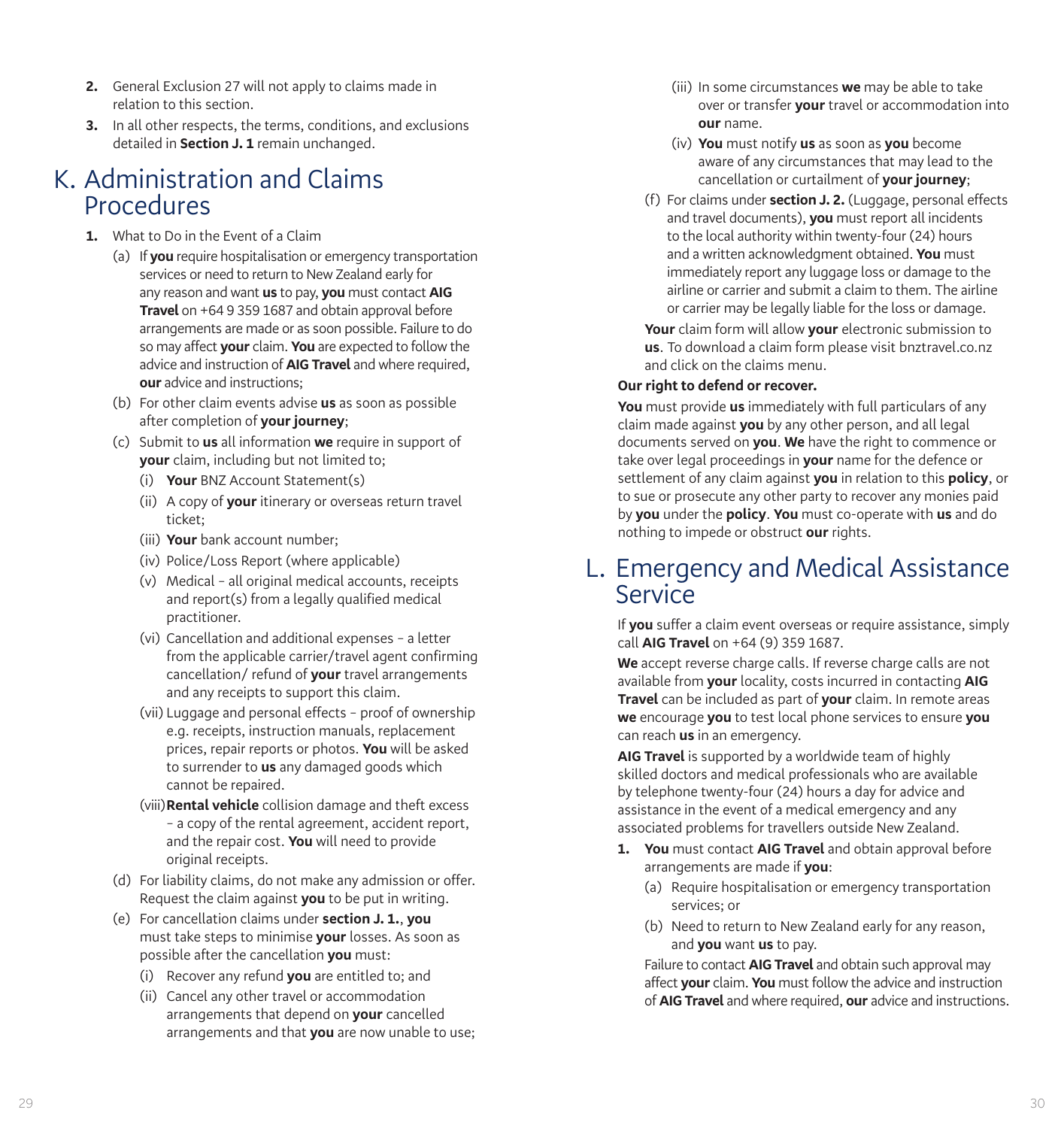2. General Exclusion 27 will not apply to claims made in relation to this section.
3. In all other respects, the terms, conditions, and exclusions detailed in **Section J. 1** remain unchanged.

# K. Administration and Claims Procedures

1. What to Do in the Event of a Claim
   (a) If **you** require hospitalisation or emergency transportation services or need to return to New Zealand early for any reason and want **us** to pay, **you** must contact **AIG Travel** on +64 9 359 1687 and obtain approval before arrangements are made or as soon possible. Failure to do so may affect **your** claim. **You** are expected to follow the advice and instruction of **AIG Travel** and where required, **our** advice and instructions;
   (b) For other claim events advise **us** as soon as possible after completion of **your journey**;
   (c) Submit to **us** all information **we** require in support of **your** claim, including but not limited to;
      (i) **Your** BNZ Account Statement(s)
      (ii) A copy of **your** itinerary or overseas return travel ticket;
      (iii) **Your** bank account number;
      (iv) Police/Loss Report (where applicable)
      (v) Medical – all original medical accounts, receipts and report(s) from a legally qualified medical practitioner.
      (vi) Cancellation and additional expenses – a letter from the applicable carrier/travel agent confirming cancellation/ refund of **your** travel arrangements and any receipts to support this claim.
      (vii) Luggage and personal effects – proof of ownership e.g. receipts, instruction manuals, replacement prices, repair reports or photos. **You** will be asked to surrender to **us** any damaged goods which cannot be repaired.
      (viii) **Rental vehicle** collision damage and theft excess – a copy of the rental agreement, accident report, and the repair cost. **You** will need to provide original receipts.
   (d) For liability claims, do not make any admission or offer. Request the claim against **you** to be put in writing.
   (e) For cancellation claims under **section J. 1.**, **you** must take steps to minimise **your** losses. As soon as possible after the cancellation **you** must:
      (i) Recover any refund **you** are entitled to; and
      (ii) Cancel any other travel or accommodation arrangements that depend on **your** cancelled arrangements and that **you** are now unable to use;
      (iii) In some circumstances **we** may be able to take over or transfer **your** travel or accommodation into **our** name.
      (iv) **You** must notify **us** as soon as **you** become aware of any circumstances that may lead to the cancellation or curtailment of **your journey**;
   (f) For claims under **section J. 2.** (Luggage, personal effects and travel documents), **you** must report all incidents to the local authority within twenty-four (24) hours and a written acknowledgment obtained. **You** must immediately report any luggage loss or damage to the airline or carrier and submit a claim to them. The airline or carrier may be legally liable for the loss or damage.

   **Your** claim form will allow **your** electronic submission to **us**. To download a claim form please visit bnztravel.co.nz and click on the claims menu.

**Our right to defend or recover.**

**You** must provide **us** immediately with full particulars of any claim made against **you** by any other person, and all legal documents served on **you**. **We** have the right to commence or take over legal proceedings in **your** name for the defence or settlement of any claim against **you** in relation to this **policy**, or to sue or prosecute any other party to recover any monies paid by **you** under the **policy**. **You** must co-operate with **us** and do nothing to impede or obstruct **our** rights.

# L. Emergency and Medical Assistance Service

If **you** suffer a claim event overseas or require assistance, simply call **AIG Travel** on +64 (9) 359 1687.

**We** accept reverse charge calls. If reverse charge calls are not available from **your** locality, costs incurred in contacting **AIG Travel** can be included as part of **your** claim. In remote areas **we** encourage **you** to test local phone services to ensure **you** can reach **us** in an emergency.

**AIG Travel** is supported by a worldwide team of highly skilled doctors and medical professionals who are available by telephone twenty-four (24) hours a day for advice and assistance in the event of a medical emergency and any associated problems for travellers outside New Zealand.

1. **You** must contact **AIG Travel** and obtain approval before arrangements are made if **you**:
   (a) Require hospitalisation or emergency transportation services; or
   (b) Need to return to New Zealand early for any reason, and **you** want **us** to pay.

   Failure to contact **AIG Travel** and obtain such approval may affect **your** claim. **You** must follow the advice and instruction of **AIG Travel** and where required, **our** advice and instructions.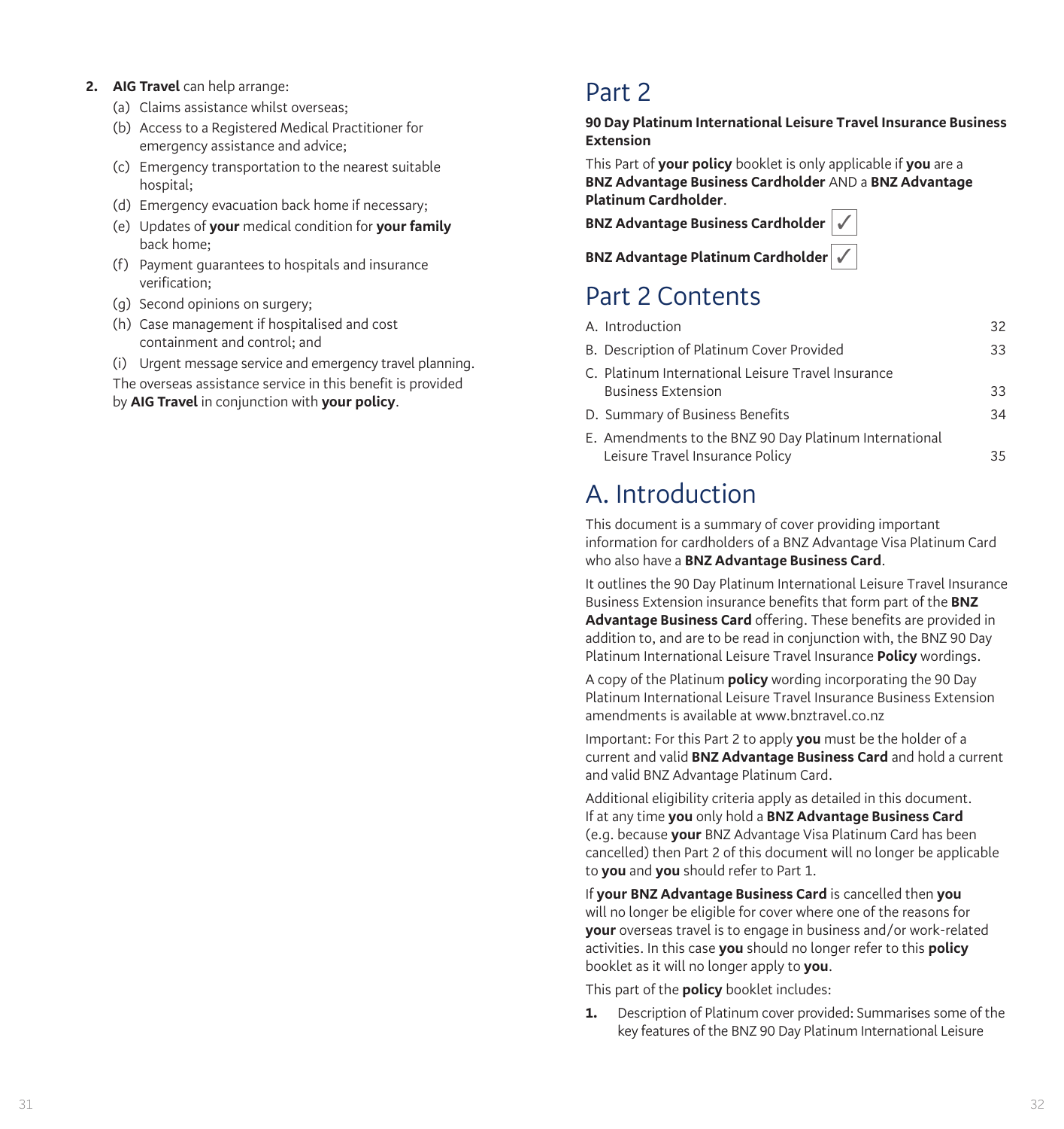2. **AIG Travel** can help arrange:
   - (a) Claims assistance whilst overseas;
   - (b) Access to a Registered Medical Practitioner for emergency assistance and advice;
   - (c) Emergency transportation to the nearest suitable hospital;
   - (d) Emergency evacuation back home if necessary;
   - (e) Updates of **your** medical condition for **your family** back home;
   - (f) Payment guarantees to hospitals and insurance verification;
   - (g) Second opinions on surgery;
   - (h) Case management if hospitalised and cost containment and control; and
   - (i) Urgent message service and emergency travel planning.

   The overseas assistance service in this benefit is provided by **AIG Travel** in conjunction with **your policy**.

# Part 2

**90 Day Platinum International Leisure Travel Insurance Business Extension**

This Part of **your policy** booklet is only applicable if **you** are a **BNZ Advantage Business Cardholder** AND a **BNZ Advantage Platinum Cardholder**.

**BNZ Advantage Business Cardholder** ✓

**BNZ Advantage Platinum Cardholder** ✓

# Part 2 Contents

| | |
|---|---|
| A. Introduction | 32 |
| B. Description of Platinum Cover Provided | 33 |
| C. Platinum International Leisure Travel Insurance Business Extension | 33 |
| D. Summary of Business Benefits | 34 |
| E. Amendments to the BNZ 90 Day Platinum International Leisure Travel Insurance Policy | 35 |

# A. Introduction

This document is a summary of cover providing important information for cardholders of a BNZ Advantage Visa Platinum Card who also have a **BNZ Advantage Business Card**.

It outlines the 90 Day Platinum International Leisure Travel Insurance Business Extension insurance benefits that form part of the **BNZ Advantage Business Card** offering. These benefits are provided in addition to, and are to be read in conjunction with, the BNZ 90 Day Platinum International Leisure Travel Insurance **Policy** wordings.

A copy of the Platinum **policy** wording incorporating the 90 Day Platinum International Leisure Travel Insurance Business Extension amendments is available at www.bnztravel.co.nz

Important: For this Part 2 to apply **you** must be the holder of a current and valid **BNZ Advantage Business Card** and hold a current and valid BNZ Advantage Platinum Card.

Additional eligibility criteria apply as detailed in this document. If at any time **you** only hold a **BNZ Advantage Business Card** (e.g. because **your** BNZ Advantage Visa Platinum Card has been cancelled) then Part 2 of this document will no longer be applicable to **you** and **you** should refer to Part 1.

If **your BNZ Advantage Business Card** is cancelled then **you** will no longer be eligible for cover where one of the reasons for **your** overseas travel is to engage in business and/or work-related activities. In this case **you** should no longer refer to this **policy** booklet as it will no longer apply to **you**.

This part of the **policy** booklet includes:

1. Description of Platinum cover provided: Summarises some of the key features of the BNZ 90 Day Platinum International Leisure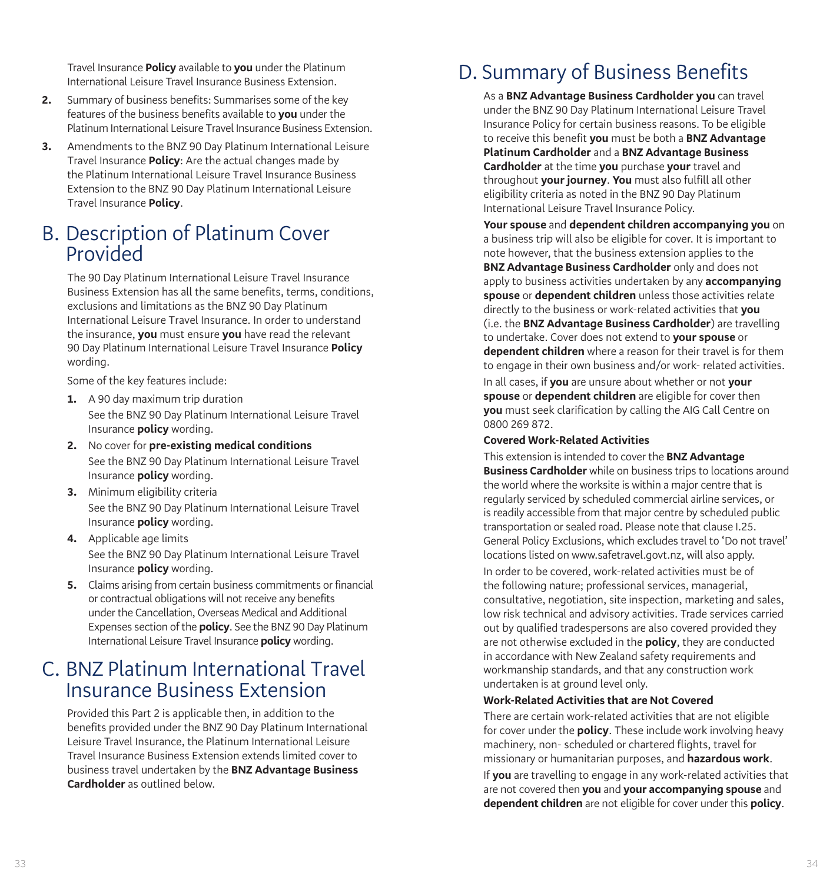Travel Insurance **Policy** available to **you** under the Platinum International Leisure Travel Insurance Business Extension.

2. Summary of business benefits: Summarises some of the key features of the business benefits available to **you** under the Platinum International Leisure Travel Insurance Business Extension.
3. Amendments to the BNZ 90 Day Platinum International Leisure Travel Insurance **Policy**: Are the actual changes made by the Platinum International Leisure Travel Insurance Business Extension to the BNZ 90 Day Platinum International Leisure Travel Insurance **Policy**.

# B. Description of Platinum Cover Provided

The 90 Day Platinum International Leisure Travel Insurance Business Extension has all the same benefits, terms, conditions, exclusions and limitations as the BNZ 90 Day Platinum International Leisure Travel Insurance. In order to understand the insurance, **you** must ensure **you** have read the relevant 90 Day Platinum International Leisure Travel Insurance **Policy** wording.

Some of the key features include:

1. A 90 day maximum trip duration
   See the BNZ 90 Day Platinum International Leisure Travel Insurance **policy** wording.
2. No cover for **pre-existing medical conditions**
   See the BNZ 90 Day Platinum International Leisure Travel Insurance **policy** wording.
3. Minimum eligibility criteria
   See the BNZ 90 Day Platinum International Leisure Travel Insurance **policy** wording.
4. Applicable age limits
   See the BNZ 90 Day Platinum International Leisure Travel Insurance **policy** wording.
5. Claims arising from certain business commitments or financial or contractual obligations will not receive any benefits under the Cancellation, Overseas Medical and Additional Expenses section of the **policy**. See the BNZ 90 Day Platinum International Leisure Travel Insurance **policy** wording.

# C. BNZ Platinum International Travel Insurance Business Extension

Provided this Part 2 is applicable then, in addition to the benefits provided under the BNZ 90 Day Platinum International Leisure Travel Insurance, the Platinum International Leisure Travel Insurance Business Extension extends limited cover to business travel undertaken by the **BNZ Advantage Business Cardholder** as outlined below.

# D. Summary of Business Benefits

As a **BNZ Advantage Business Cardholder you** can travel under the BNZ 90 Day Platinum International Leisure Travel Insurance Policy for certain business reasons. To be eligible to receive this benefit **you** must be both a **BNZ Advantage Platinum Cardholder** and a **BNZ Advantage Business Cardholder** at the time **you** purchase **your** travel and throughout **your journey**. **You** must also fulfill all other eligibility criteria as noted in the BNZ 90 Day Platinum International Leisure Travel Insurance Policy.

**Your spouse** and **dependent children accompanying you** on a business trip will also be eligible for cover. It is important to note however, that the business extension applies to the **BNZ Advantage Business Cardholder** only and does not apply to business activities undertaken by any **accompanying spouse** or **dependent children** unless those activities relate directly to the business or work-related activities that **you** (i.e. the **BNZ Advantage Business Cardholder**) are travelling to undertake. Cover does not extend to **your spouse** or **dependent children** where a reason for their travel is for them to engage in their own business and/or work- related activities.

In all cases, if **you** are unsure about whether or not **your spouse** or **dependent children** are eligible for cover then **you** must seek clarification by calling the AIG Call Centre on 0800 269 872.

**Covered Work-Related Activities**

This extension is intended to cover the **BNZ Advantage Business Cardholder** while on business trips to locations around the world where the worksite is within a major centre that is regularly serviced by scheduled commercial airline services, or is readily accessible from that major centre by scheduled public transportation or sealed road. Please note that clause I.25. General Policy Exclusions, which excludes travel to 'Do not travel' locations listed on www.safetravel.govt.nz, will also apply.

In order to be covered, work-related activities must be of the following nature; professional services, managerial, consultative, negotiation, site inspection, marketing and sales, low risk technical and advisory activities. Trade services carried out by qualified tradespersons are also covered provided they are not otherwise excluded in the **policy**, they are conducted in accordance with New Zealand safety requirements and workmanship standards, and that any construction work undertaken is at ground level only.

**Work-Related Activities that are Not Covered**

There are certain work-related activities that are not eligible for cover under the **policy**. These include work involving heavy machinery, non- scheduled or chartered flights, travel for missionary or humanitarian purposes, and **hazardous work**.

If **you** are travelling to engage in any work-related activities that are not covered then **you** and **your accompanying spouse** and **dependent children** are not eligible for cover under this **policy**.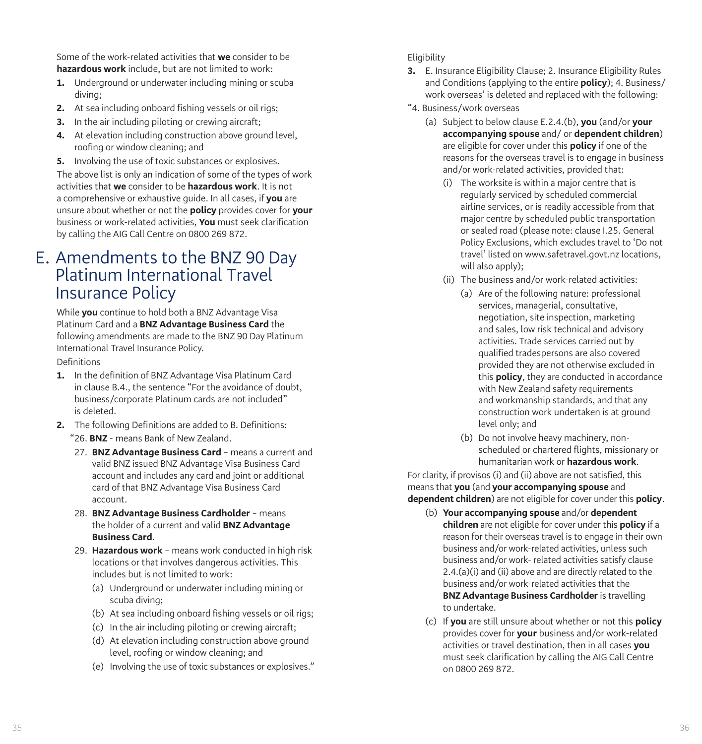Some of the work-related activities that **we** consider to be **hazardous work** include, but are not limited to work:

1. Underground or underwater including mining or scuba diving;
2. At sea including onboard fishing vessels or oil rigs;
3. In the air including piloting or crewing aircraft;
4. At elevation including construction above ground level, roofing or window cleaning; and
5. Involving the use of toxic substances or explosives.

The above list is only an indication of some of the types of work activities that **we** consider to be **hazardous work**. It is not a comprehensive or exhaustive guide. In all cases, if **you** are unsure about whether or not the **policy** provides cover for **your** business or work-related activities, **You** must seek clarification by calling the AIG Call Centre on 0800 269 872.

# E. Amendments to the BNZ 90 Day Platinum International Travel Insurance Policy

While **you** continue to hold both a BNZ Advantage Visa Platinum Card and a **BNZ Advantage Business Card** the following amendments are made to the BNZ 90 Day Platinum International Travel Insurance Policy.

Definitions

1. In the definition of BNZ Advantage Visa Platinum Card in clause B.4., the sentence "For the avoidance of doubt, business/corporate Platinum cards are not included" is deleted.
2. The following Definitions are added to B. Definitions:

   "26. **BNZ** - means Bank of New Zealand.

   27. **BNZ Advantage Business Card** – means a current and valid BNZ issued BNZ Advantage Visa Business Card account and includes any card and joint or additional card of that BNZ Advantage Visa Business Card account.

   28. **BNZ Advantage Business Cardholder** – means the holder of a current and valid **BNZ Advantage Business Card**.

   29. **Hazardous work** – means work conducted in high risk locations or that involves dangerous activities. This includes but is not limited to work:

   (a) Underground or underwater including mining or scuba diving;

   (b) At sea including onboard fishing vessels or oil rigs;

   (c) In the air including piloting or crewing aircraft;

   (d) At elevation including construction above ground level, roofing or window cleaning; and

   (e) Involving the use of toxic substances or explosives."

Eligibility

3. E. Insurance Eligibility Clause; 2. Insurance Eligibility Rules and Conditions (applying to the entire **policy**); 4. Business/work overseas' is deleted and replaced with the following:

"4. Business/work overseas

(a) Subject to below clause E.2.4.(b), **you** (and/or **your accompanying spouse** and/ or **dependent children**) are eligible for cover under this **policy** if one of the reasons for the overseas travel is to engage in business and/or work-related activities, provided that:

(i) The worksite is within a major centre that is regularly serviced by scheduled commercial airline services, or is readily accessible from that major centre by scheduled public transportation or sealed road (please note: clause I.25. General Policy Exclusions, which excludes travel to 'Do not travel' listed on www.safetravel.govt.nz locations, will also apply);

(ii) The business and/or work-related activities:

(a) Are of the following nature: professional services, managerial, consultative, negotiation, site inspection, marketing and sales, low risk technical and advisory activities. Trade services carried out by qualified tradespersons are also covered provided they are not otherwise excluded in this **policy**, they are conducted in accordance with New Zealand safety requirements and workmanship standards, and that any construction work undertaken is at ground level only; and

(b) Do not involve heavy machinery, non-scheduled or chartered flights, missionary or humanitarian work or **hazardous work**.

For clarity, if provisos (i) and (ii) above are not satisfied, this means that **you** (and **your accompanying spouse** and **dependent children**) are not eligible for cover under this **policy**.

(b) **Your accompanying spouse** and/or **dependent children** are not eligible for cover under this **policy** if a reason for their overseas travel is to engage in their own business and/or work-related activities, unless such business and/or work- related activities satisfy clause 2.4.(a)(i) and (ii) above and are directly related to the business and/or work-related activities that the **BNZ Advantage Business Cardholder** is travelling to undertake.

(c) If **you** are still unsure about whether or not this **policy** provides cover for **your** business and/or work-related activities or travel destination, then in all cases **you** must seek clarification by calling the AIG Call Centre on 0800 269 872.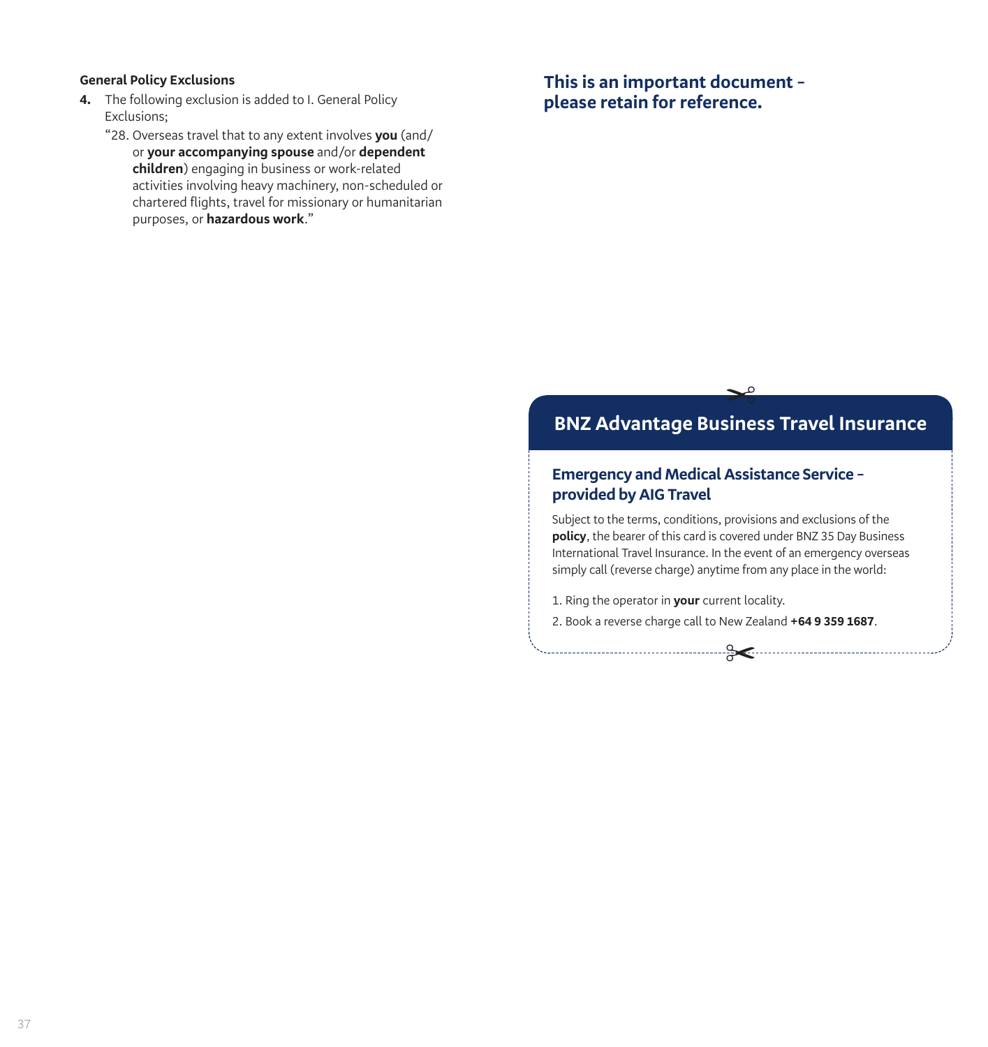**General Policy Exclusions**

**4.** The following exclusion is added to I. General Policy Exclusions;

"28. Overseas travel that to any extent involves **you** (and/or **your accompanying spouse** and/or **dependent children**) engaging in business or work-related activities involving heavy machinery, non-scheduled or chartered flights, travel for missionary or humanitarian purposes, or **hazardous work**."

## This is an important document – please retain for reference.

## BNZ Advantage Business Travel Insurance

### Emergency and Medical Assistance Service – provided by AIG Travel

Subject to the terms, conditions, provisions and exclusions of the **policy**, the bearer of this card is covered under BNZ 35 Day Business International Travel Insurance. In the event of an emergency overseas simply call (reverse charge) anytime from any place in the world:

1. Ring the operator in **your** current locality.
2. Book a reverse charge call to New Zealand **+64 9 359 1687**.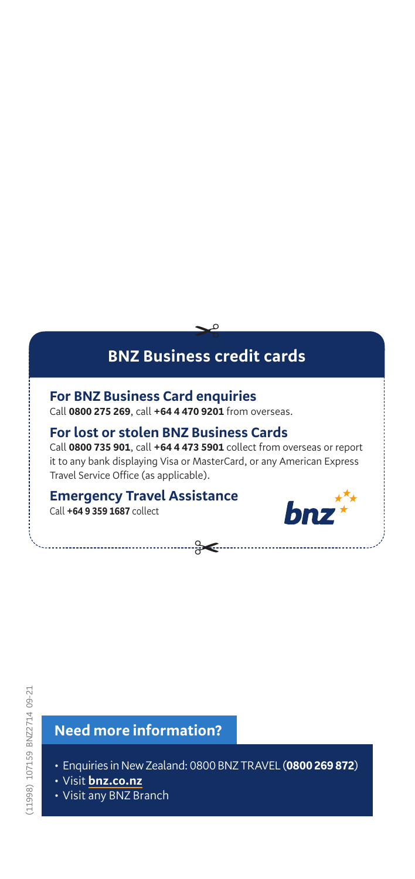## BNZ Business credit cards

### For BNZ Business Card enquiries

Call **0800 275 269**, call **+64 4 470 9201** from overseas.

### For lost or stolen BNZ Business Cards

Call **0800 735 901**, call **+64 4 473 5901** collect from overseas or report it to any bank displaying Visa or MasterCard, or any American Express Travel Service Office (as applicable).

### Emergency Travel Assistance

Call **+64 9 359 1687** collect

bnz

## Need more information?

- Enquiries in New Zealand: 0800 BNZ TRAVEL (**0800 269 872**)
- Visit **bnz.co.nz**
- Visit any BNZ Branch

(11998) 107159 BNZ2714 09-21